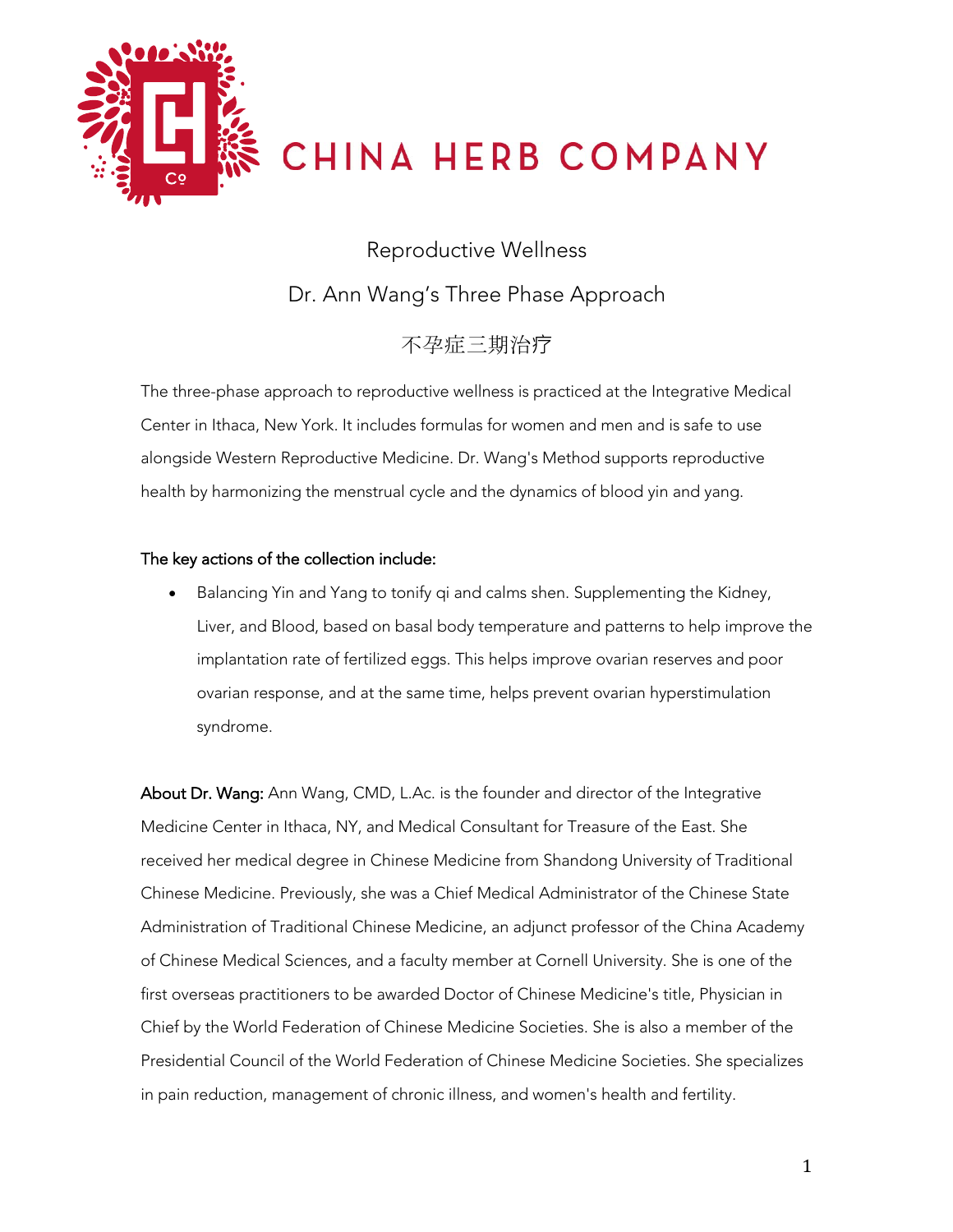# CHINA HERB COMPANY

## Reproductive Wellness

## Dr. Ann Wang's Three Phase Approach

## 不孕症三期治疗

The three-phase approach to reproductive wellness is practiced at the Integrative Medical Center in Ithaca, New York. It includes formulas for women and men and is safe to use alongside Western Reproductive Medicine. Dr. Wang's Method supports reproductive health by harmonizing the menstrual cycle and the dynamics of blood yin and yang.

**The key actions of the collection include:**

- Balancing Yin and Yang to tonify qi and calms shen. Supplementing the Kidney, Liver, and Blood, based on basal body temperature and patterns to help improve the implantation rate of fertilized eggs. This helps improve ovarian reserves and poor ovarian response, and at the same time, helps prevent ovarian hyperstimulation syndrome.

**About Dr. Wang:** Ann Wang, CMD, L.Ac. is the founder and director of the Integrative Medicine Center in Ithaca, NY, and Medical Consultant for Treasure of the East. She received her medical degree in Chinese Medicine from Shandong University of Traditional Chinese Medicine. Previously, she was a Chief Medical Administrator of the Chinese State Administration of Traditional Chinese Medicine, an adjunct professor of the China Academy of Chinese Medical Sciences, and a faculty member at Cornell University. She is one of the first overseas practitioners to be awarded Doctor of Chinese Medicine's title, Physician in Chief by the World Federation of Chinese Medicine Societies. She is also a member of the Presidential Council of the World Federation of Chinese Medicine Societies. She specializes in pain reduction, management of chronic illness, and women's health and fertility.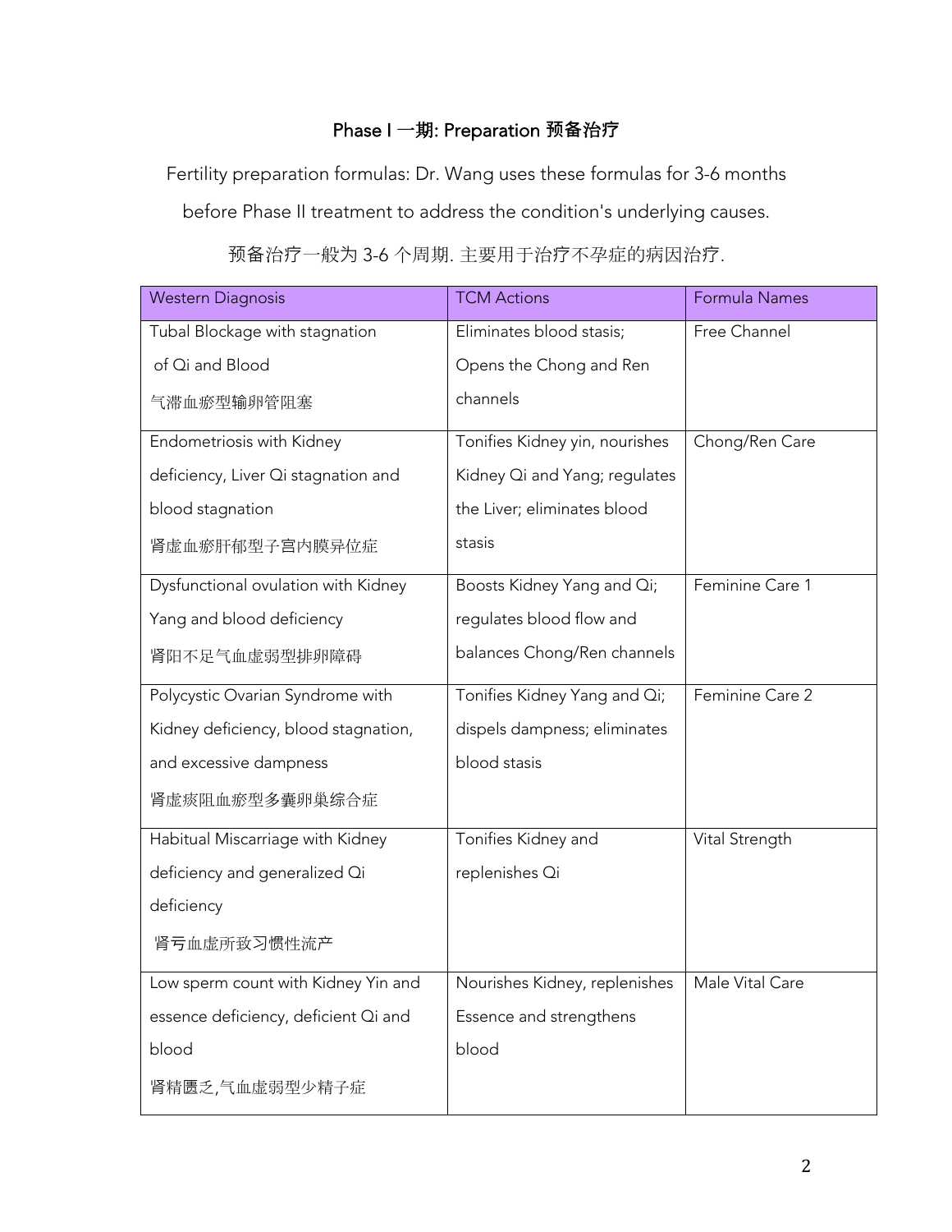## Phase I 一期: Preparation 预备治疗

Fertility preparation formulas: Dr. Wang uses these formulas for 3-6 months before Phase II treatment to address the condition's underlying causes.

预备治疗一般为 3-6 个周期. 主要用于治疗不孕症的病因治疗.

| Western Diagnosis | TCM Actions | Formula Names |
|---|---|---|
| Tubal Blockage with stagnation of Qi and Blood 气滞血瘀型输卵管阻塞 | Eliminates blood stasis; Opens the Chong and Ren channels | Free Channel |
| Endometriosis with Kidney deficiency, Liver Qi stagnation and blood stagnation 肾虚血瘀肝郁型子宫内膜异位症 | Tonifies Kidney yin, nourishes Kidney Qi and Yang; regulates the Liver; eliminates blood stasis | Chong/Ren Care |
| Dysfunctional ovulation with Kidney Yang and blood deficiency 肾阳不足气血虚弱型排卵障碍 | Boosts Kidney Yang and Qi; regulates blood flow and balances Chong/Ren channels | Feminine Care 1 |
| Polycystic Ovarian Syndrome with Kidney deficiency, blood stagnation, and excessive dampness 肾虚痰阻血瘀型多囊卵巢综合症 | Tonifies Kidney Yang and Qi; dispels dampness; eliminates blood stasis | Feminine Care 2 |
| Habitual Miscarriage with Kidney deficiency and generalized Qi deficiency 肾亏血虚所致习惯性流产 | Tonifies Kidney and replenishes Qi | Vital Strength |
| Low sperm count with Kidney Yin and essence deficiency, deficient Qi and blood 肾精匮乏,气血虚弱型少精子症 | Nourishes Kidney, replenishes Essence and strengthens blood | Male Vital Care |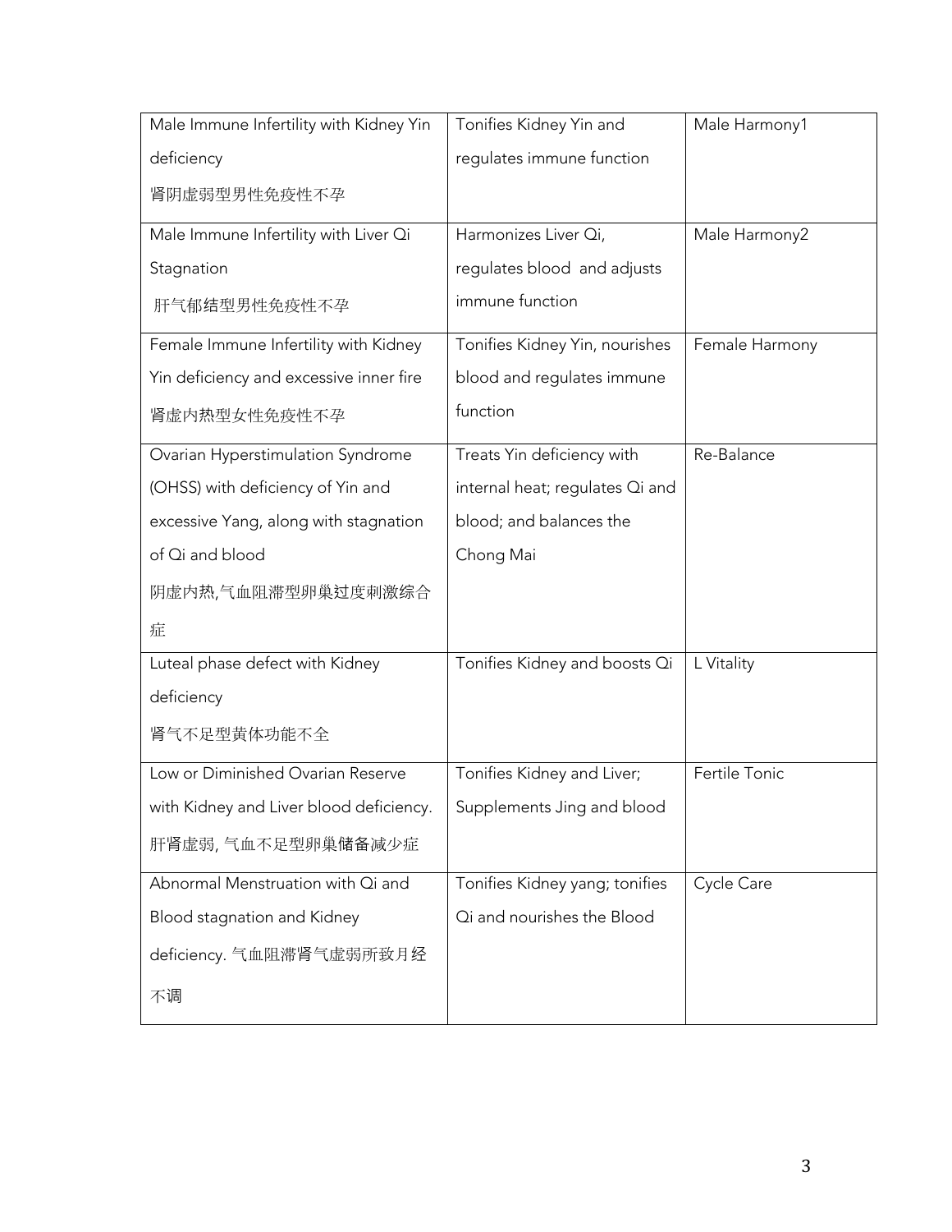| Male Immune Infertility with Kidney Yin deficiency 肾阴虚弱型男性免疫性不孕 | Tonifies Kidney Yin and regulates immune function | Male Harmony1 |
|---|---|---|
| Male Immune Infertility with Liver Qi Stagnation 肝气郁结型男性免疫性不孕 | Harmonizes Liver Qi, regulates blood and adjusts immune function | Male Harmony2 |
| Female Immune Infertility with Kidney Yin deficiency and excessive inner fire 肾虚内热型女性免疫性不孕 | Tonifies Kidney Yin, nourishes blood and regulates immune function | Female Harmony |
| Ovarian Hyperstimulation Syndrome (OHSS) with deficiency of Yin and excessive Yang, along with stagnation of Qi and blood 阴虚内热,气血阻滞型卵巢过度刺激综合症 | Treats Yin deficiency with internal heat; regulates Qi and blood; and balances the Chong Mai | Re-Balance |
| Luteal phase defect with Kidney deficiency 肾气不足型黄体功能不全 | Tonifies Kidney and boosts Qi | L Vitality |
| Low or Diminished Ovarian Reserve with Kidney and Liver blood deficiency. 肝肾虚弱, 气血不足型卵巢储备减少症 | Tonifies Kidney and Liver; Supplements Jing and blood | Fertile Tonic |
| Abnormal Menstruation with Qi and Blood stagnation and Kidney deficiency. 气血阻滞肾气虚弱所致月经不调 | Tonifies Kidney yang; tonifies Qi and nourishes the Blood | Cycle Care |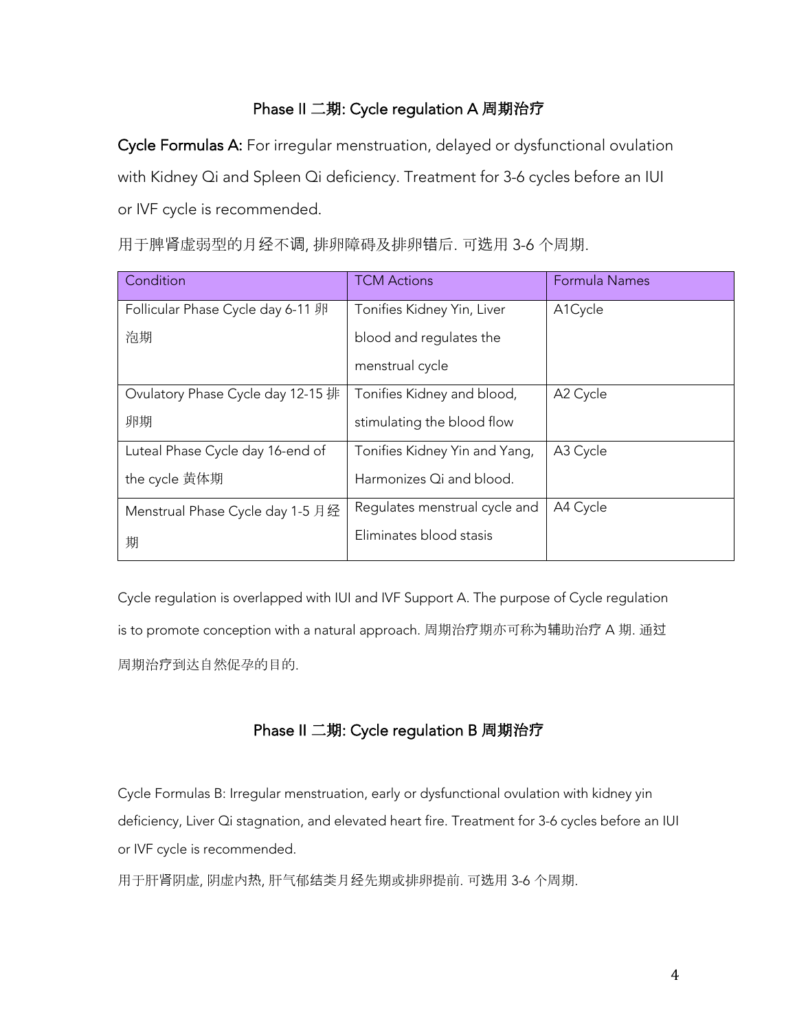## Phase II 二期: Cycle regulation A 周期治疗

**Cycle Formulas A:** For irregular menstruation, delayed or dysfunctional ovulation with Kidney Qi and Spleen Qi deficiency. Treatment for 3-6 cycles before an IUI or IVF cycle is recommended.

用于脾肾虚弱型的月经不调, 排卵障碍及排卵错后. 可选用 3-6 个周期.

| Condition | TCM Actions | Formula Names |
|---|---|---|
| Follicular Phase Cycle day 6-11 卵泡期 | Tonifies Kidney Yin, Liver blood and regulates the menstrual cycle | A1Cycle |
| Ovulatory Phase Cycle day 12-15 排卵期 | Tonifies Kidney and blood, stimulating the blood flow | A2 Cycle |
| Luteal Phase Cycle day 16-end of the cycle 黄体期 | Tonifies Kidney Yin and Yang, Harmonizes Qi and blood. | A3 Cycle |
| Menstrual Phase Cycle day 1-5 月经期 | Regulates menstrual cycle and Eliminates blood stasis | A4 Cycle |

Cycle regulation is overlapped with IUI and IVF Support A. The purpose of Cycle regulation is to promote conception with a natural approach. 周期治疗期亦可称为辅助治疗 A 期. 通过周期治疗到达自然促孕的目的.

## Phase II 二期: Cycle regulation B 周期治疗

Cycle Formulas B: Irregular menstruation, early or dysfunctional ovulation with kidney yin deficiency, Liver Qi stagnation, and elevated heart fire. Treatment for 3-6 cycles before an IUI or IVF cycle is recommended.

用于肝肾阴虚, 阴虚内热, 肝气郁结类月经先期或排卵提前. 可选用 3-6 个周期.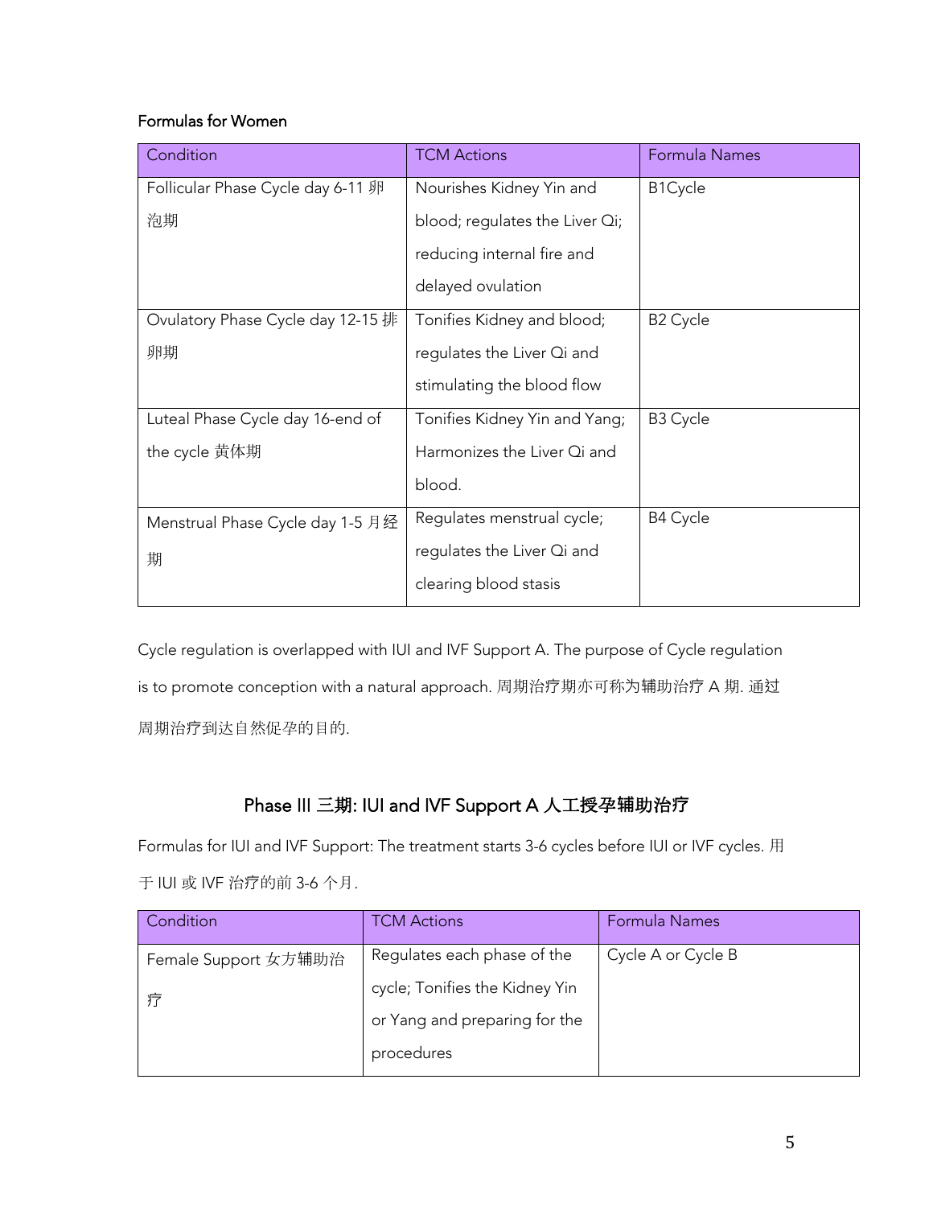Formulas for Women

| Condition | TCM Actions | Formula Names |
| --- | --- | --- |
| Follicular Phase Cycle day 6-11 卵泡期 | Nourishes Kidney Yin and blood; regulates the Liver Qi; reducing internal fire and delayed ovulation | B1Cycle |
| Ovulatory Phase Cycle day 12-15 排卵期 | Tonifies Kidney and blood; regulates the Liver Qi and stimulating the blood flow | B2 Cycle |
| Luteal Phase Cycle day 16-end of the cycle 黄体期 | Tonifies Kidney Yin and Yang; Harmonizes the Liver Qi and blood. | B3 Cycle |
| Menstrual Phase Cycle day 1-5 月经期 | Regulates menstrual cycle; regulates the Liver Qi and clearing blood stasis | B4 Cycle |

Cycle regulation is overlapped with IUI and IVF Support A. The purpose of Cycle regulation is to promote conception with a natural approach. 周期治疗期亦可称为辅助治疗 A 期. 通过周期治疗到达自然促孕的目的.

## Phase III 三期: IUI and IVF Support A 人工授孕辅助治疗

Formulas for IUI and IVF Support: The treatment starts 3-6 cycles before IUI or IVF cycles. 用于 IUI 或 IVF 治疗的前 3-6 个月.

| Condition | TCM Actions | Formula Names |
| --- | --- | --- |
| Female Support 女方辅助治疗 | Regulates each phase of the cycle; Tonifies the Kidney Yin or Yang and preparing for the procedures | Cycle A or Cycle B |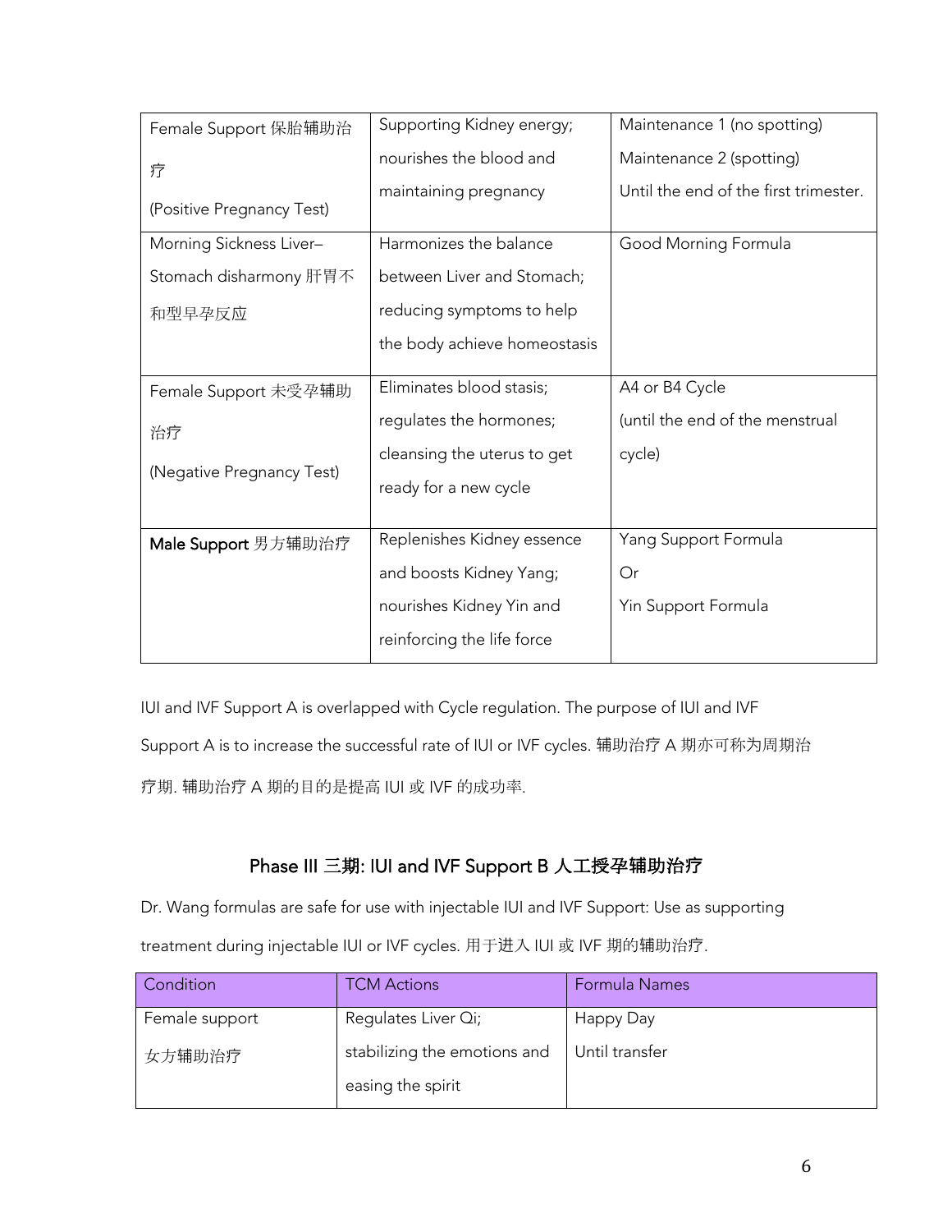| | | |
|---|---|---|
| Female Support 保胎辅助治疗<br><br>(Positive Pregnancy Test) | Supporting Kidney energy; nourishes the blood and maintaining pregnancy | Maintenance 1 (no spotting)<br>Maintenance 2 (spotting)<br>Until the end of the first trimester. |
| Morning Sickness Liver–Stomach disharmony 肝胃不和型早孕反应 | Harmonizes the balance between Liver and Stomach; reducing symptoms to help the body achieve homeostasis | Good Morning Formula |
| Female Support 未受孕辅助治疗<br><br>(Negative Pregnancy Test) | Eliminates blood stasis; regulates the hormones; cleansing the uterus to get ready for a new cycle | A4 or B4 Cycle<br>(until the end of the menstrual cycle) |
| **Male Support** 男方辅助治疗 | Replenishes Kidney essence and boosts Kidney Yang; nourishes Kidney Yin and reinforcing the life force | Yang Support Formula<br>Or<br>Yin Support Formula |

IUI and IVF Support A is overlapped with Cycle regulation. The purpose of IUI and IVF Support A is to increase the successful rate of IUI or IVF cycles. 辅助治疗 A 期亦可称为周期治疗期. 辅助治疗 A 期的目的是提高 IUI 或 IVF 的成功率.

## Phase III 三期: IUI and IVF Support B 人工授孕辅助治疗

Dr. Wang formulas are safe for use with injectable IUI and IVF Support: Use as supporting treatment during injectable IUI or IVF cycles. 用于进入 IUI 或 IVF 期的辅助治疗.

| Condition | TCM Actions | Formula Names |
|---|---|---|
| Female support<br>女方辅助治疗 | Regulates Liver Qi; stabilizing the emotions and easing the spirit | Happy Day<br>Until transfer |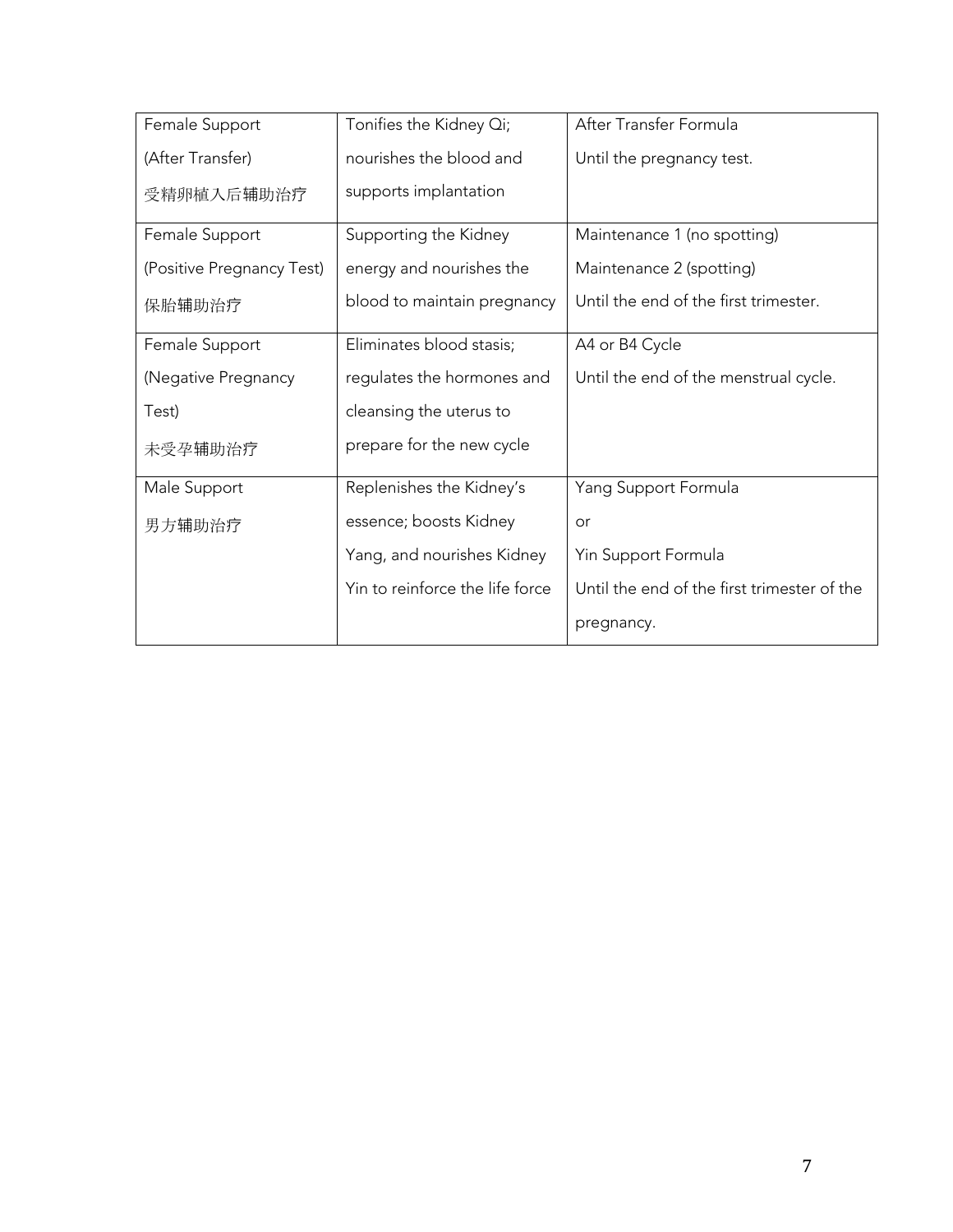| Female Support (After Transfer) 受精卵植入后辅助治疗 | Tonifies the Kidney Qi; nourishes the blood and supports implantation | After Transfer Formula<br>Until the pregnancy test. |
|---|---|---|
| Female Support (Positive Pregnancy Test) 保胎辅助治疗 | Supporting the Kidney energy and nourishes the blood to maintain pregnancy | Maintenance 1 (no spotting)<br>Maintenance 2 (spotting)<br>Until the end of the first trimester. |
| Female Support (Negative Pregnancy Test) 未受孕辅助治疗 | Eliminates blood stasis; regulates the hormones and cleansing the uterus to prepare for the new cycle | A4 or B4 Cycle<br>Until the end of the menstrual cycle. |
| Male Support 男方辅助治疗 | Replenishes the Kidney's essence; boosts Kidney Yang, and nourishes Kidney Yin to reinforce the life force | Yang Support Formula<br>or<br>Yin Support Formula<br>Until the end of the first trimester of the pregnancy. |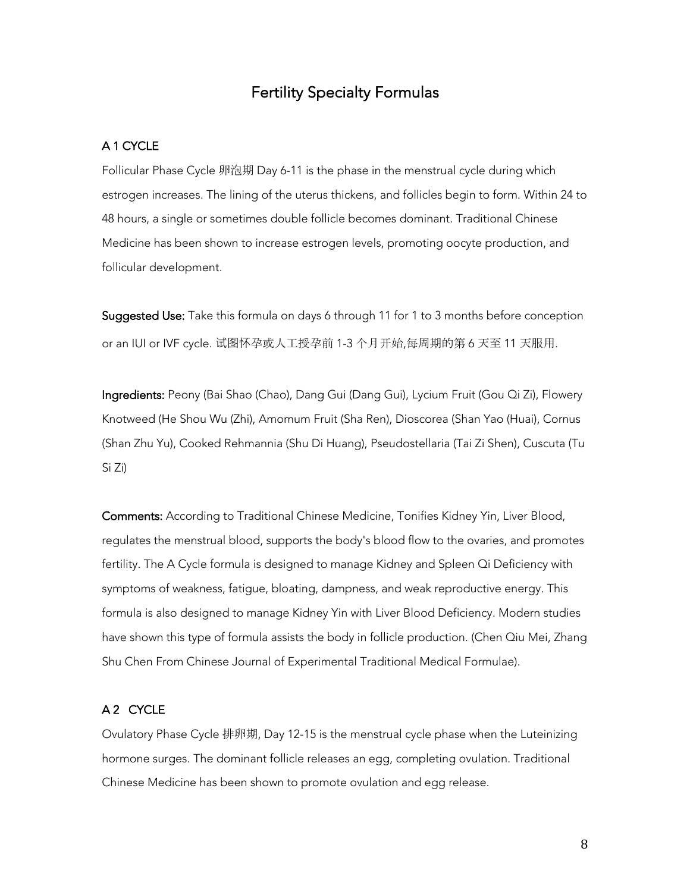# Fertility Specialty Formulas

## A 1 CYCLE

Follicular Phase Cycle 卵泡期 Day 6-11 is the phase in the menstrual cycle during which estrogen increases. The lining of the uterus thickens, and follicles begin to form. Within 24 to 48 hours, a single or sometimes double follicle becomes dominant. Traditional Chinese Medicine has been shown to increase estrogen levels, promoting oocyte production, and follicular development.

**Suggested Use:** Take this formula on days 6 through 11 for 1 to 3 months before conception or an IUI or IVF cycle. 试图怀孕或人工授孕前 1-3 个月开始,每周期的第 6 天至 11 天服用.

**Ingredients:** Peony (Bai Shao (Chao), Dang Gui (Dang Gui), Lycium Fruit (Gou Qi Zi), Flowery Knotweed (He Shou Wu (Zhi), Amomum Fruit (Sha Ren), Dioscorea (Shan Yao (Huai), Cornus (Shan Zhu Yu), Cooked Rehmannia (Shu Di Huang), Pseudostellaria (Tai Zi Shen), Cuscuta (Tu Si Zi)

**Comments:** According to Traditional Chinese Medicine, Tonifies Kidney Yin, Liver Blood, regulates the menstrual blood, supports the body's blood flow to the ovaries, and promotes fertility. The A Cycle formula is designed to manage Kidney and Spleen Qi Deficiency with symptoms of weakness, fatigue, bloating, dampness, and weak reproductive energy. This formula is also designed to manage Kidney Yin with Liver Blood Deficiency. Modern studies have shown this type of formula assists the body in follicle production. (Chen Qiu Mei, Zhang Shu Chen From Chinese Journal of Experimental Traditional Medical Formulae).

## A 2 CYCLE

Ovulatory Phase Cycle 排卵期, Day 12-15 is the menstrual cycle phase when the Luteinizing hormone surges. The dominant follicle releases an egg, completing ovulation. Traditional Chinese Medicine has been shown to promote ovulation and egg release.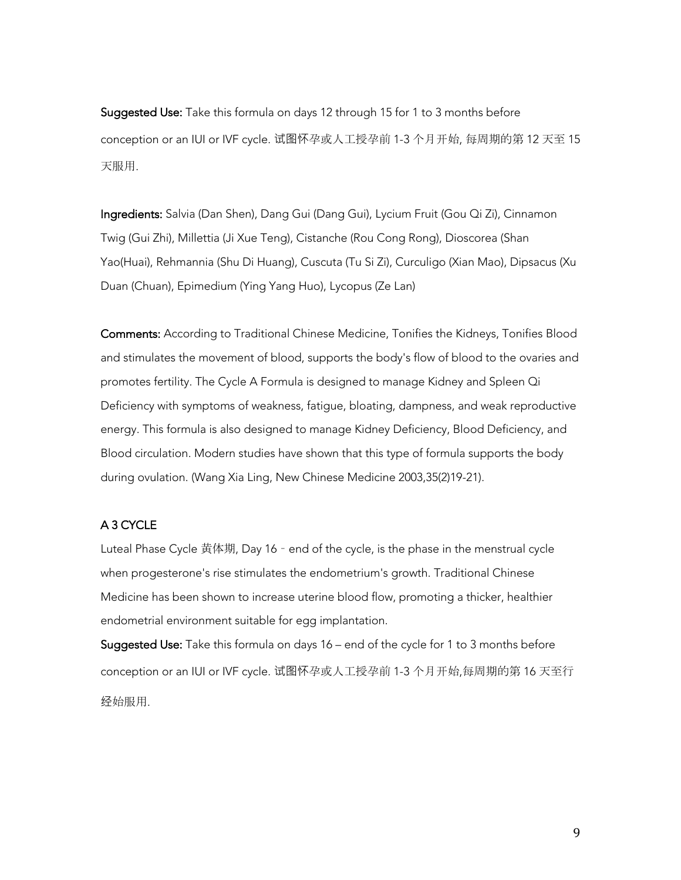**Suggested Use:** Take this formula on days 12 through 15 for 1 to 3 months before conception or an IUI or IVF cycle. 试图怀孕或人工授孕前 1-3 个月开始, 每周期的第 12 天至 15 天服用.

**Ingredients:** Salvia (Dan Shen), Dang Gui (Dang Gui), Lycium Fruit (Gou Qi Zi), Cinnamon Twig (Gui Zhi), Millettia (Ji Xue Teng), Cistanche (Rou Cong Rong), Dioscorea (Shan Yao(Huai), Rehmannia (Shu Di Huang), Cuscuta (Tu Si Zi), Curculigo (Xian Mao), Dipsacus (Xu Duan (Chuan), Epimedium (Ying Yang Huo), Lycopus (Ze Lan)

**Comments:** According to Traditional Chinese Medicine, Tonifies the Kidneys, Tonifies Blood and stimulates the movement of blood, supports the body's flow of blood to the ovaries and promotes fertility. The Cycle A Formula is designed to manage Kidney and Spleen Qi Deficiency with symptoms of weakness, fatigue, bloating, dampness, and weak reproductive energy. This formula is also designed to manage Kidney Deficiency, Blood Deficiency, and Blood circulation. Modern studies have shown that this type of formula supports the body during ovulation. (Wang Xia Ling, New Chinese Medicine 2003,35(2)19-21).

## A 3 CYCLE

Luteal Phase Cycle 黄体期, Day 16 - end of the cycle, is the phase in the menstrual cycle when progesterone's rise stimulates the endometrium's growth. Traditional Chinese Medicine has been shown to increase uterine blood flow, promoting a thicker, healthier endometrial environment suitable for egg implantation.

**Suggested Use:** Take this formula on days 16 – end of the cycle for 1 to 3 months before conception or an IUI or IVF cycle. 试图怀孕或人工授孕前 1-3 个月开始,每周期的第 16 天至行经始服用.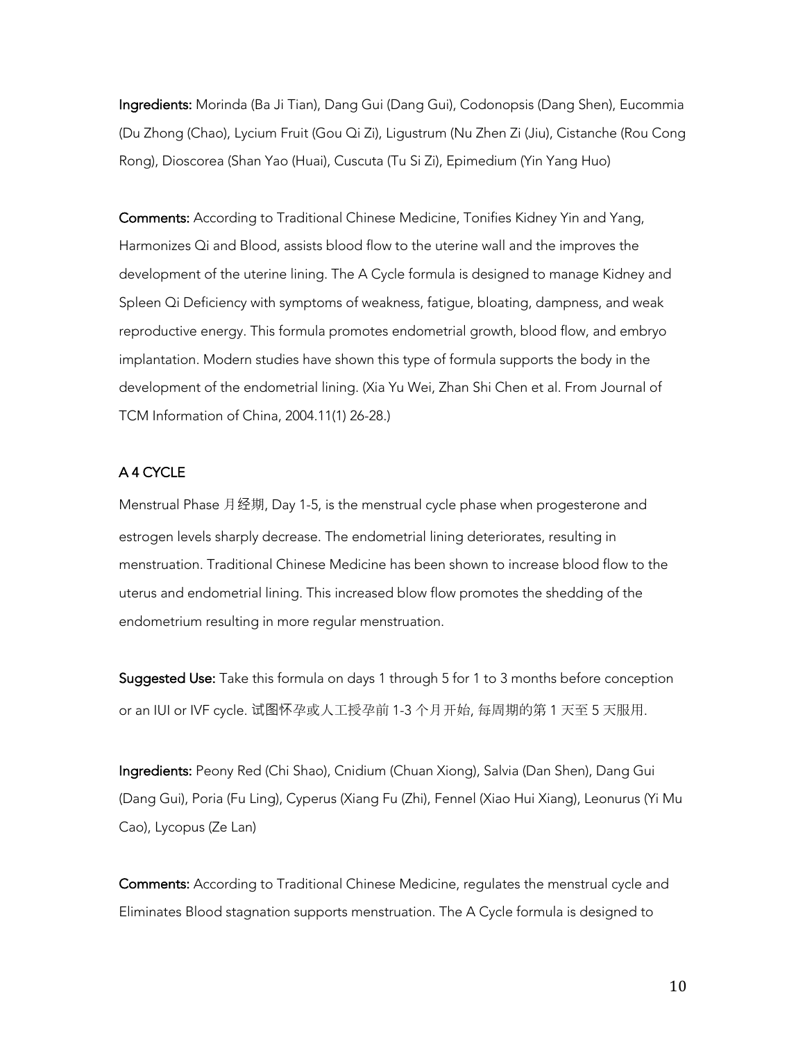**Ingredients:** Morinda (Ba Ji Tian), Dang Gui (Dang Gui), Codonopsis (Dang Shen), Eucommia (Du Zhong (Chao), Lycium Fruit (Gou Qi Zi), Ligustrum (Nu Zhen Zi (Jiu), Cistanche (Rou Cong Rong), Dioscorea (Shan Yao (Huai), Cuscuta (Tu Si Zi), Epimedium (Yin Yang Huo)

**Comments:** According to Traditional Chinese Medicine, Tonifies Kidney Yin and Yang, Harmonizes Qi and Blood, assists blood flow to the uterine wall and the improves the development of the uterine lining. The A Cycle formula is designed to manage Kidney and Spleen Qi Deficiency with symptoms of weakness, fatigue, bloating, dampness, and weak reproductive energy. This formula promotes endometrial growth, blood flow, and embryo implantation. Modern studies have shown this type of formula supports the body in the development of the endometrial lining. (Xia Yu Wei, Zhan Shi Chen et al. From Journal of TCM Information of China, 2004.11(1) 26-28.)

## A 4 CYCLE

Menstrual Phase 月经期, Day 1-5, is the menstrual cycle phase when progesterone and estrogen levels sharply decrease. The endometrial lining deteriorates, resulting in menstruation. Traditional Chinese Medicine has been shown to increase blood flow to the uterus and endometrial lining. This increased blow flow promotes the shedding of the endometrium resulting in more regular menstruation.

**Suggested Use:** Take this formula on days 1 through 5 for 1 to 3 months before conception or an IUI or IVF cycle. 试图怀孕或人工授孕前 1-3 个月开始, 每周期的第 1 天至 5 天服用.

**Ingredients:** Peony Red (Chi Shao), Cnidium (Chuan Xiong), Salvia (Dan Shen), Dang Gui (Dang Gui), Poria (Fu Ling), Cyperus (Xiang Fu (Zhi), Fennel (Xiao Hui Xiang), Leonurus (Yi Mu Cao), Lycopus (Ze Lan)

**Comments:** According to Traditional Chinese Medicine, regulates the menstrual cycle and Eliminates Blood stagnation supports menstruation. The A Cycle formula is designed to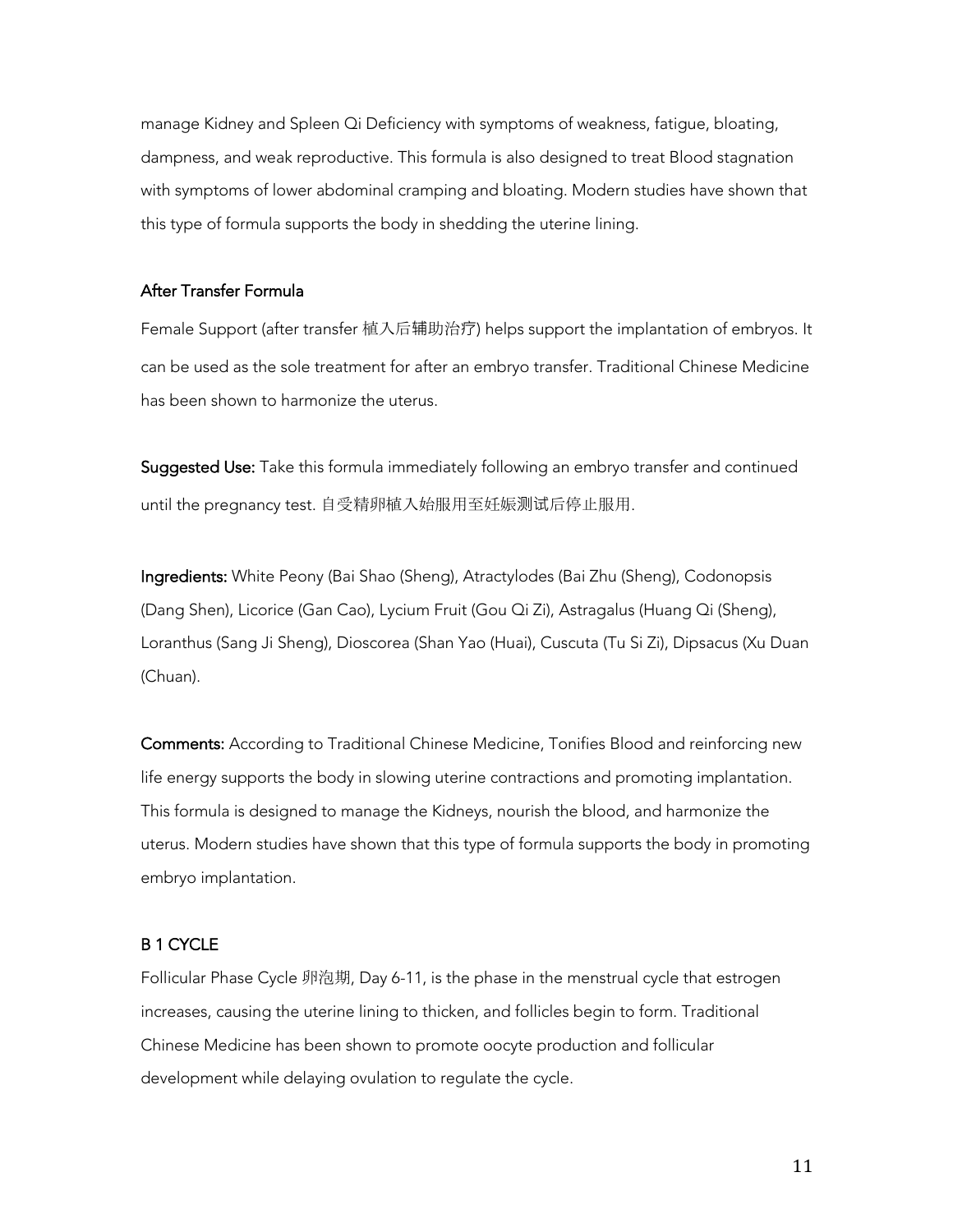manage Kidney and Spleen Qi Deficiency with symptoms of weakness, fatigue, bloating, dampness, and weak reproductive. This formula is also designed to treat Blood stagnation with symptoms of lower abdominal cramping and bloating. Modern studies have shown that this type of formula supports the body in shedding the uterine lining.

## After Transfer Formula

Female Support (after transfer 植入后辅助治疗) helps support the implantation of embryos. It can be used as the sole treatment for after an embryo transfer. Traditional Chinese Medicine has been shown to harmonize the uterus.

**Suggested Use:** Take this formula immediately following an embryo transfer and continued until the pregnancy test. 自受精卵植入始服用至妊娠测试后停止服用.

**Ingredients:** White Peony (Bai Shao (Sheng), Atractylodes (Bai Zhu (Sheng), Codonopsis (Dang Shen), Licorice (Gan Cao), Lycium Fruit (Gou Qi Zi), Astragalus (Huang Qi (Sheng), Loranthus (Sang Ji Sheng), Dioscorea (Shan Yao (Huai), Cuscuta (Tu Si Zi), Dipsacus (Xu Duan (Chuan).

**Comments:** According to Traditional Chinese Medicine, Tonifies Blood and reinforcing new life energy supports the body in slowing uterine contractions and promoting implantation. This formula is designed to manage the Kidneys, nourish the blood, and harmonize the uterus. Modern studies have shown that this type of formula supports the body in promoting embryo implantation.

## B 1 CYCLE

Follicular Phase Cycle 卵泡期, Day 6-11, is the phase in the menstrual cycle that estrogen increases, causing the uterine lining to thicken, and follicles begin to form. Traditional Chinese Medicine has been shown to promote oocyte production and follicular development while delaying ovulation to regulate the cycle.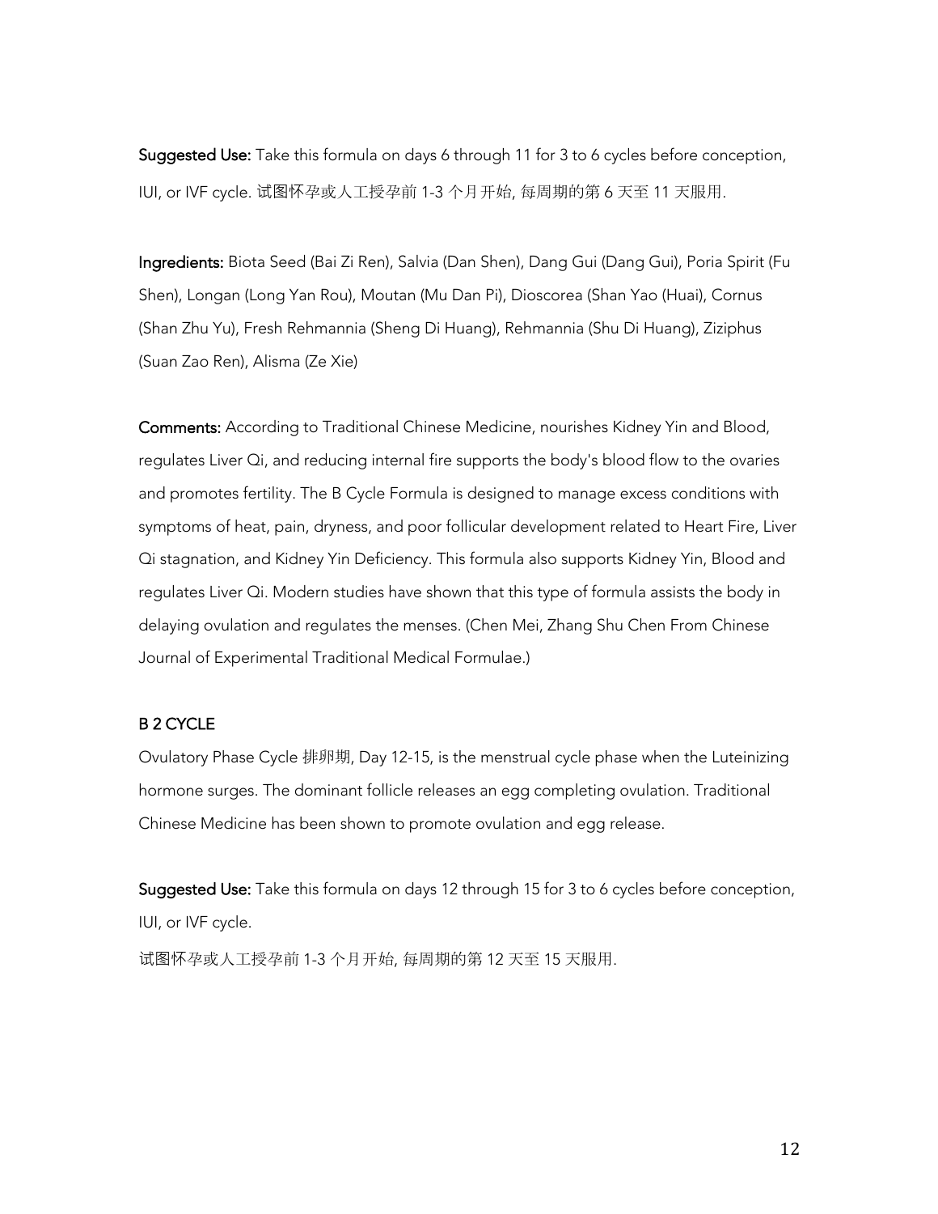**Suggested Use:** Take this formula on days 6 through 11 for 3 to 6 cycles before conception, IUI, or IVF cycle. 试图怀孕或人工授孕前 1-3 个月开始, 每周期的第 6 天至 11 天服用.

**Ingredients:** Biota Seed (Bai Zi Ren), Salvia (Dan Shen), Dang Gui (Dang Gui), Poria Spirit (Fu Shen), Longan (Long Yan Rou), Moutan (Mu Dan Pi), Dioscorea (Shan Yao (Huai), Cornus (Shan Zhu Yu), Fresh Rehmannia (Sheng Di Huang), Rehmannia (Shu Di Huang), Ziziphus (Suan Zao Ren), Alisma (Ze Xie)

**Comments:** According to Traditional Chinese Medicine, nourishes Kidney Yin and Blood, regulates Liver Qi, and reducing internal fire supports the body's blood flow to the ovaries and promotes fertility. The B Cycle Formula is designed to manage excess conditions with symptoms of heat, pain, dryness, and poor follicular development related to Heart Fire, Liver Qi stagnation, and Kidney Yin Deficiency. This formula also supports Kidney Yin, Blood and regulates Liver Qi. Modern studies have shown that this type of formula assists the body in delaying ovulation and regulates the menses. (Chen Mei, Zhang Shu Chen From Chinese Journal of Experimental Traditional Medical Formulae.)

## B 2 CYCLE

Ovulatory Phase Cycle 排卵期, Day 12-15, is the menstrual cycle phase when the Luteinizing hormone surges. The dominant follicle releases an egg completing ovulation. Traditional Chinese Medicine has been shown to promote ovulation and egg release.

**Suggested Use:** Take this formula on days 12 through 15 for 3 to 6 cycles before conception, IUI, or IVF cycle.

试图怀孕或人工授孕前 1-3 个月开始, 每周期的第 12 天至 15 天服用.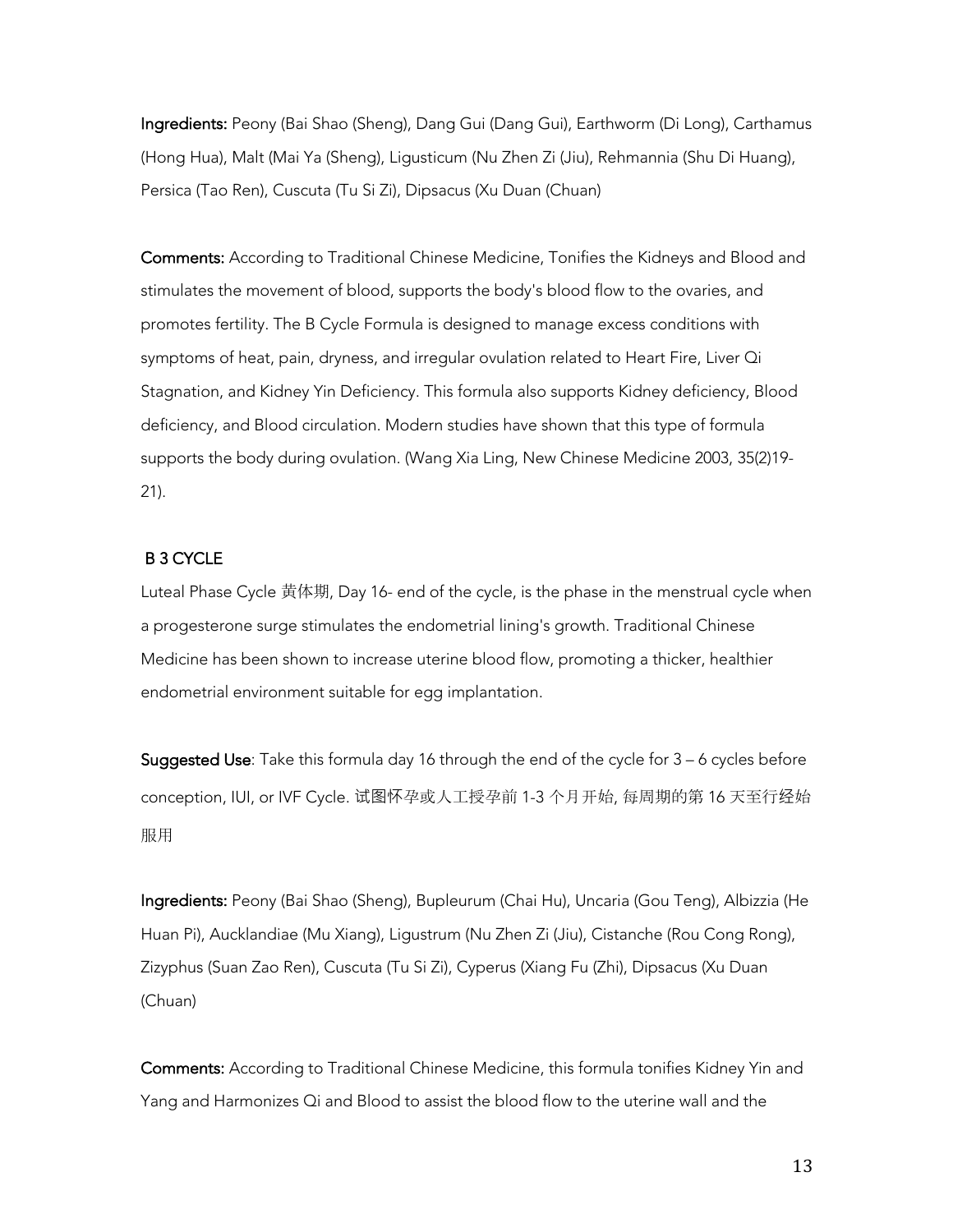**Ingredients:** Peony (Bai Shao (Sheng), Dang Gui (Dang Gui), Earthworm (Di Long), Carthamus (Hong Hua), Malt (Mai Ya (Sheng), Ligusticum (Nu Zhen Zi (Jiu), Rehmannia (Shu Di Huang), Persica (Tao Ren), Cuscuta (Tu Si Zi), Dipsacus (Xu Duan (Chuan)

**Comments:** According to Traditional Chinese Medicine, Tonifies the Kidneys and Blood and stimulates the movement of blood, supports the body's blood flow to the ovaries, and promotes fertility. The B Cycle Formula is designed to manage excess conditions with symptoms of heat, pain, dryness, and irregular ovulation related to Heart Fire, Liver Qi Stagnation, and Kidney Yin Deficiency. This formula also supports Kidney deficiency, Blood deficiency, and Blood circulation. Modern studies have shown that this type of formula supports the body during ovulation. (Wang Xia Ling, New Chinese Medicine 2003, 35(2)19-21).

## B 3 CYCLE

Luteal Phase Cycle 黄体期, Day 16- end of the cycle, is the phase in the menstrual cycle when a progesterone surge stimulates the endometrial lining's growth. Traditional Chinese Medicine has been shown to increase uterine blood flow, promoting a thicker, healthier endometrial environment suitable for egg implantation.

**Suggested Use**: Take this formula day 16 through the end of the cycle for 3 – 6 cycles before conception, IUI, or IVF Cycle. 试图怀孕或人工授孕前 1-3 个月开始, 每周期的第 16 天至行经始服用

**Ingredients:** Peony (Bai Shao (Sheng), Bupleurum (Chai Hu), Uncaria (Gou Teng), Albizzia (He Huan Pi), Aucklandiae (Mu Xiang), Ligustrum (Nu Zhen Zi (Jiu), Cistanche (Rou Cong Rong), Zizyphus (Suan Zao Ren), Cuscuta (Tu Si Zi), Cyperus (Xiang Fu (Zhi), Dipsacus (Xu Duan (Chuan)

**Comments:** According to Traditional Chinese Medicine, this formula tonifies Kidney Yin and Yang and Harmonizes Qi and Blood to assist the blood flow to the uterine wall and the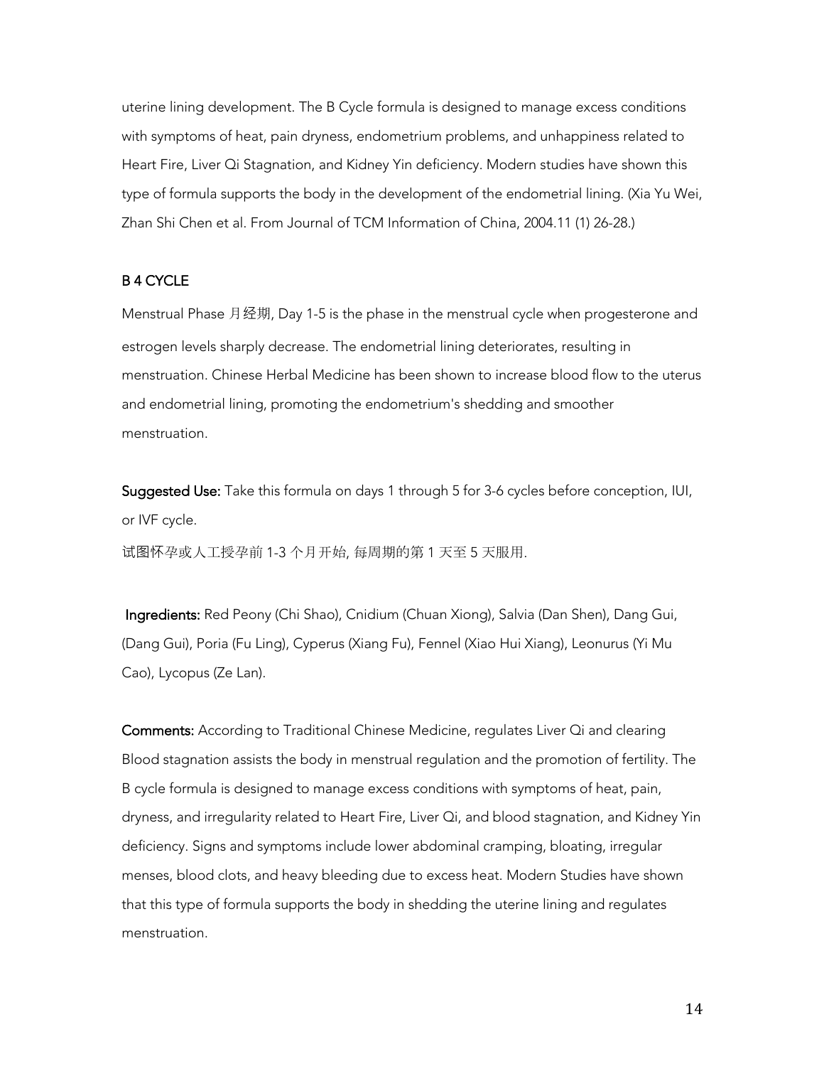uterine lining development. The B Cycle formula is designed to manage excess conditions with symptoms of heat, pain dryness, endometrium problems, and unhappiness related to Heart Fire, Liver Qi Stagnation, and Kidney Yin deficiency. Modern studies have shown this type of formula supports the body in the development of the endometrial lining. (Xia Yu Wei, Zhan Shi Chen et al. From Journal of TCM Information of China, 2004.11 (1) 26-28.)

## B 4 CYCLE

Menstrual Phase 月经期, Day 1-5 is the phase in the menstrual cycle when progesterone and estrogen levels sharply decrease. The endometrial lining deteriorates, resulting in menstruation. Chinese Herbal Medicine has been shown to increase blood flow to the uterus and endometrial lining, promoting the endometrium's shedding and smoother menstruation.

**Suggested Use:** Take this formula on days 1 through 5 for 3-6 cycles before conception, IUI, or IVF cycle.

试图怀孕或人工授孕前 1-3 个月开始, 每周期的第 1 天至 5 天服用.

**Ingredients:** Red Peony (Chi Shao), Cnidium (Chuan Xiong), Salvia (Dan Shen), Dang Gui, (Dang Gui), Poria (Fu Ling), Cyperus (Xiang Fu), Fennel (Xiao Hui Xiang), Leonurus (Yi Mu Cao), Lycopus (Ze Lan).

**Comments:** According to Traditional Chinese Medicine, regulates Liver Qi and clearing Blood stagnation assists the body in menstrual regulation and the promotion of fertility. The B cycle formula is designed to manage excess conditions with symptoms of heat, pain, dryness, and irregularity related to Heart Fire, Liver Qi, and blood stagnation, and Kidney Yin deficiency. Signs and symptoms include lower abdominal cramping, bloating, irregular menses, blood clots, and heavy bleeding due to excess heat. Modern Studies have shown that this type of formula supports the body in shedding the uterine lining and regulates menstruation.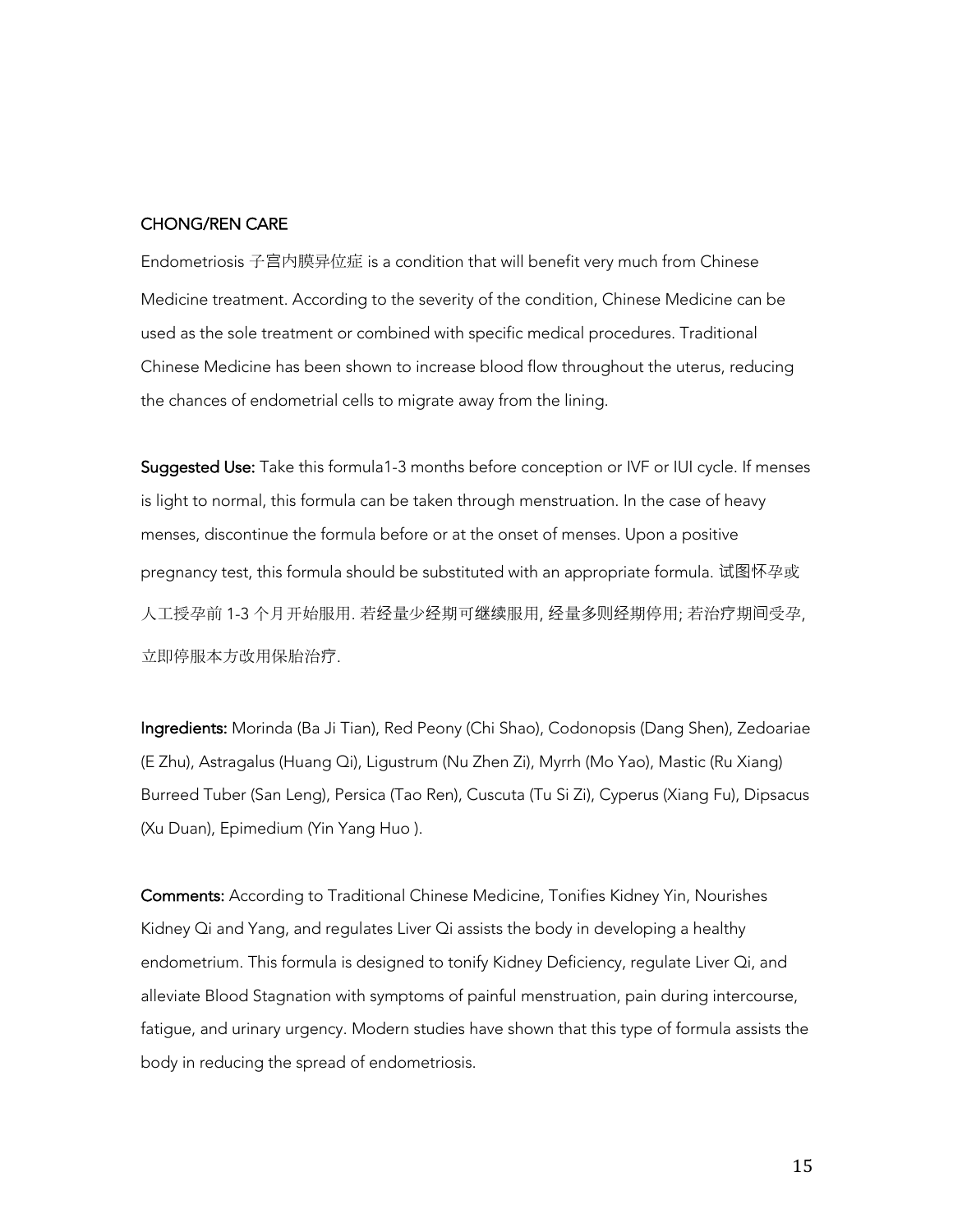## CHONG/REN CARE

Endometriosis 子宫内膜异位症 is a condition that will benefit very much from Chinese Medicine treatment. According to the severity of the condition, Chinese Medicine can be used as the sole treatment or combined with specific medical procedures. Traditional Chinese Medicine has been shown to increase blood flow throughout the uterus, reducing the chances of endometrial cells to migrate away from the lining.

**Suggested Use:** Take this formula1-3 months before conception or IVF or IUI cycle. If menses is light to normal, this formula can be taken through menstruation. In the case of heavy menses, discontinue the formula before or at the onset of menses. Upon a positive pregnancy test, this formula should be substituted with an appropriate formula. 试图怀孕或人工授孕前 1-3 个月开始服用. 若经量少经期可继续服用, 经量多则经期停用; 若治疗期间受孕, 立即停服本方改用保胎治疗.

**Ingredients:** Morinda (Ba Ji Tian), Red Peony (Chi Shao), Codonopsis (Dang Shen), Zedoariae (E Zhu), Astragalus (Huang Qi), Ligustrum (Nu Zhen Zi), Myrrh (Mo Yao), Mastic (Ru Xiang) Burreed Tuber (San Leng), Persica (Tao Ren), Cuscuta (Tu Si Zi), Cyperus (Xiang Fu), Dipsacus (Xu Duan), Epimedium (Yin Yang Huo ).

**Comments:** According to Traditional Chinese Medicine, Tonifies Kidney Yin, Nourishes Kidney Qi and Yang, and regulates Liver Qi assists the body in developing a healthy endometrium. This formula is designed to tonify Kidney Deficiency, regulate Liver Qi, and alleviate Blood Stagnation with symptoms of painful menstruation, pain during intercourse, fatigue, and urinary urgency. Modern studies have shown that this type of formula assists the body in reducing the spread of endometriosis.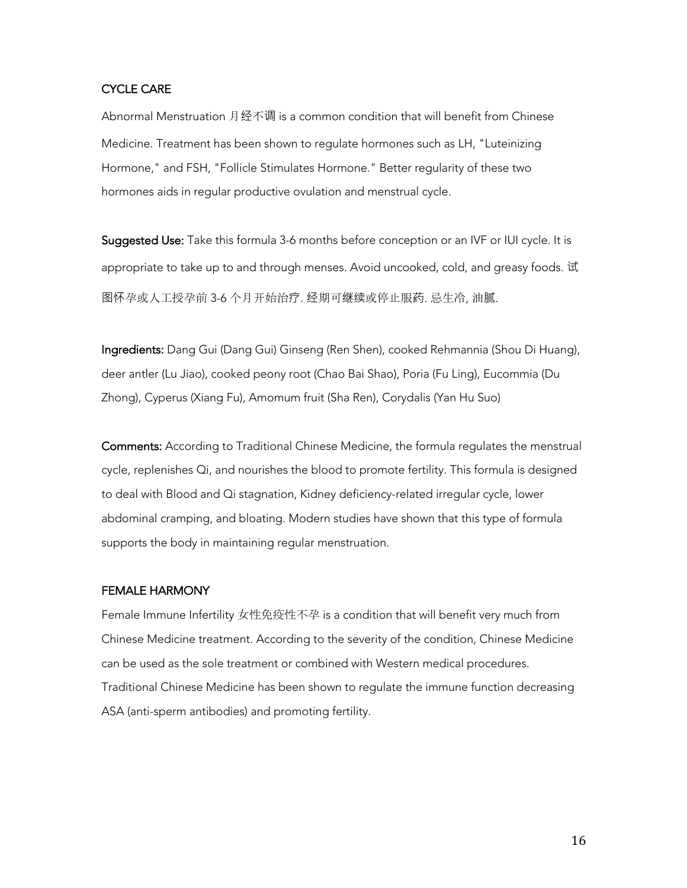## CYCLE CARE

Abnormal Menstruation 月经不调 is a common condition that will benefit from Chinese Medicine. Treatment has been shown to regulate hormones such as LH, "Luteinizing Hormone," and FSH, "Follicle Stimulates Hormone." Better regularity of these two hormones aids in regular productive ovulation and menstrual cycle.

**Suggested Use:** Take this formula 3-6 months before conception or an IVF or IUI cycle. It is appropriate to take up to and through menses. Avoid uncooked, cold, and greasy foods. 试图怀孕或人工授孕前 3-6 个月开始治疗. 经期可继续或停止服药. 忌生冷, 油腻.

**Ingredients:** Dang Gui (Dang Gui) Ginseng (Ren Shen), cooked Rehmannia (Shou Di Huang), deer antler (Lu Jiao), cooked peony root (Chao Bai Shao), Poria (Fu Ling), Eucommia (Du Zhong), Cyperus (Xiang Fu), Amomum fruit (Sha Ren), Corydalis (Yan Hu Suo)

**Comments:** According to Traditional Chinese Medicine, the formula regulates the menstrual cycle, replenishes Qi, and nourishes the blood to promote fertility. This formula is designed to deal with Blood and Qi stagnation, Kidney deficiency-related irregular cycle, lower abdominal cramping, and bloating. Modern studies have shown that this type of formula supports the body in maintaining regular menstruation.

## FEMALE HARMONY

Female Immune Infertility 女性免疫性不孕 is a condition that will benefit very much from Chinese Medicine treatment. According to the severity of the condition, Chinese Medicine can be used as the sole treatment or combined with Western medical procedures. Traditional Chinese Medicine has been shown to regulate the immune function decreasing ASA (anti-sperm antibodies) and promoting fertility.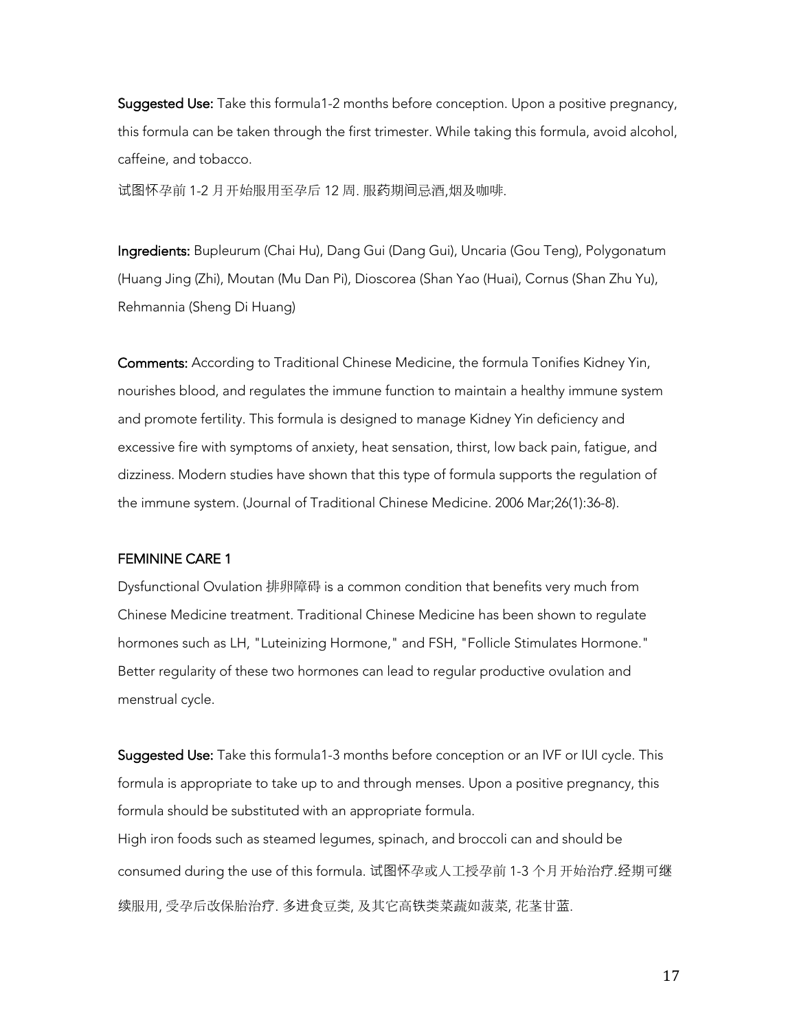**Suggested Use:** Take this formula1-2 months before conception. Upon a positive pregnancy, this formula can be taken through the first trimester. While taking this formula, avoid alcohol, caffeine, and tobacco.

试图怀孕前 1-2 月开始服用至孕后 12 周. 服药期间忌酒,烟及咖啡.

**Ingredients:** Bupleurum (Chai Hu), Dang Gui (Dang Gui), Uncaria (Gou Teng), Polygonatum (Huang Jing (Zhi), Moutan (Mu Dan Pi), Dioscorea (Shan Yao (Huai), Cornus (Shan Zhu Yu), Rehmannia (Sheng Di Huang)

**Comments:** According to Traditional Chinese Medicine, the formula Tonifies Kidney Yin, nourishes blood, and regulates the immune function to maintain a healthy immune system and promote fertility. This formula is designed to manage Kidney Yin deficiency and excessive fire with symptoms of anxiety, heat sensation, thirst, low back pain, fatigue, and dizziness. Modern studies have shown that this type of formula supports the regulation of the immune system. (Journal of Traditional Chinese Medicine. 2006 Mar;26(1):36-8).

## FEMININE CARE 1

Dysfunctional Ovulation 排卵障碍 is a common condition that benefits very much from Chinese Medicine treatment. Traditional Chinese Medicine has been shown to regulate hormones such as LH, "Luteinizing Hormone," and FSH, "Follicle Stimulates Hormone." Better regularity of these two hormones can lead to regular productive ovulation and menstrual cycle.

**Suggested Use:** Take this formula1-3 months before conception or an IVF or IUI cycle. This formula is appropriate to take up to and through menses. Upon a positive pregnancy, this formula should be substituted with an appropriate formula.
High iron foods such as steamed legumes, spinach, and broccoli can and should be consumed during the use of this formula. 试图怀孕或人工授孕前 1-3 个月开始治疗.经期可继续服用, 受孕后改保胎治疗. 多进食豆类, 及其它高铁类菜蔬如菠菜, 花茎甘蓝.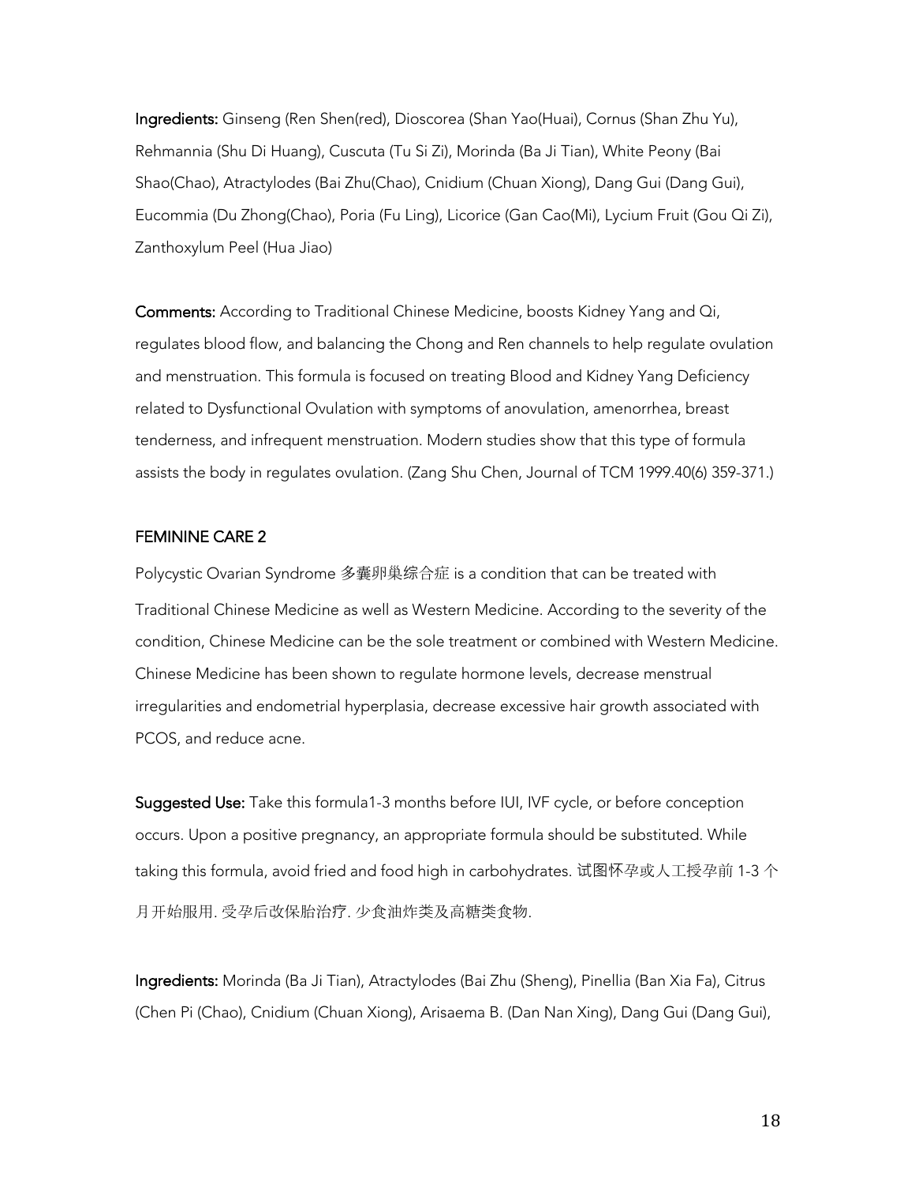**Ingredients:** Ginseng (Ren Shen(red), Dioscorea (Shan Yao(Huai), Cornus (Shan Zhu Yu), Rehmannia (Shu Di Huang), Cuscuta (Tu Si Zi), Morinda (Ba Ji Tian), White Peony (Bai Shao(Chao), Atractylodes (Bai Zhu(Chao), Cnidium (Chuan Xiong), Dang Gui (Dang Gui), Eucommia (Du Zhong(Chao), Poria (Fu Ling), Licorice (Gan Cao(Mi), Lycium Fruit (Gou Qi Zi), Zanthoxylum Peel (Hua Jiao)

**Comments:** According to Traditional Chinese Medicine, boosts Kidney Yang and Qi, regulates blood flow, and balancing the Chong and Ren channels to help regulate ovulation and menstruation. This formula is focused on treating Blood and Kidney Yang Deficiency related to Dysfunctional Ovulation with symptoms of anovulation, amenorrhea, breast tenderness, and infrequent menstruation. Modern studies show that this type of formula assists the body in regulates ovulation. (Zang Shu Chen, Journal of TCM 1999.40(6) 359-371.)

## FEMININE CARE 2

Polycystic Ovarian Syndrome 多囊卵巢综合症 is a condition that can be treated with Traditional Chinese Medicine as well as Western Medicine. According to the severity of the condition, Chinese Medicine can be the sole treatment or combined with Western Medicine. Chinese Medicine has been shown to regulate hormone levels, decrease menstrual irregularities and endometrial hyperplasia, decrease excessive hair growth associated with PCOS, and reduce acne.

**Suggested Use:** Take this formula1-3 months before IUI, IVF cycle, or before conception occurs. Upon a positive pregnancy, an appropriate formula should be substituted. While taking this formula, avoid fried and food high in carbohydrates. 试图怀孕或人工授孕前 1-3 个月开始服用. 受孕后改保胎治疗. 少食油炸类及高糖类食物.

**Ingredients:** Morinda (Ba Ji Tian), Atractylodes (Bai Zhu (Sheng), Pinellia (Ban Xia Fa), Citrus (Chen Pi (Chao), Cnidium (Chuan Xiong), Arisaema B. (Dan Nan Xing), Dang Gui (Dang Gui),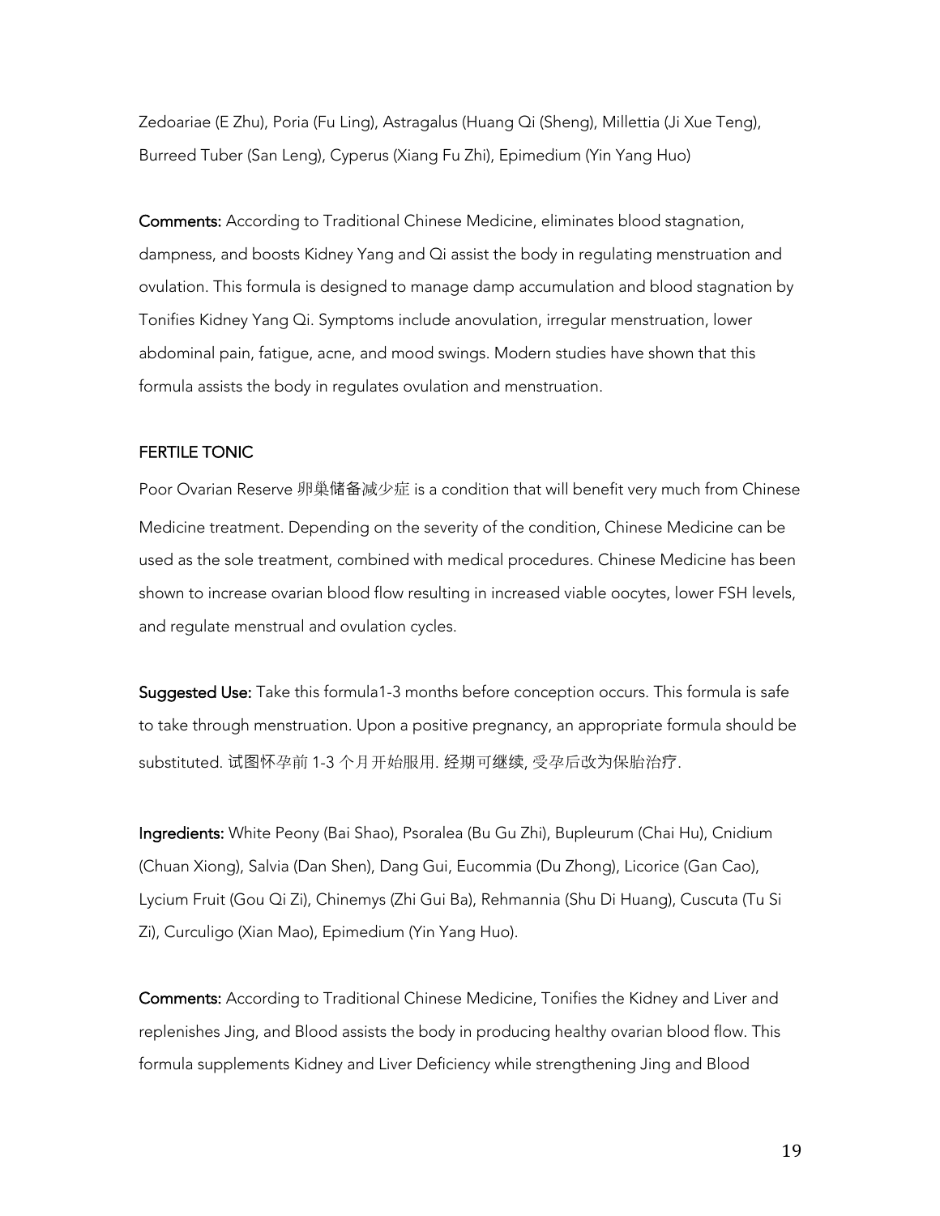Zedoariae (E Zhu), Poria (Fu Ling), Astragalus (Huang Qi (Sheng), Millettia (Ji Xue Teng), Burreed Tuber (San Leng), Cyperus (Xiang Fu Zhi), Epimedium (Yin Yang Huo)

**Comments:** According to Traditional Chinese Medicine, eliminates blood stagnation, dampness, and boosts Kidney Yang and Qi assist the body in regulating menstruation and ovulation. This formula is designed to manage damp accumulation and blood stagnation by Tonifies Kidney Yang Qi. Symptoms include anovulation, irregular menstruation, lower abdominal pain, fatigue, acne, and mood swings. Modern studies have shown that this formula assists the body in regulates ovulation and menstruation.

## FERTILE TONIC

Poor Ovarian Reserve 卵巢储备减少症 is a condition that will benefit very much from Chinese Medicine treatment. Depending on the severity of the condition, Chinese Medicine can be used as the sole treatment, combined with medical procedures. Chinese Medicine has been shown to increase ovarian blood flow resulting in increased viable oocytes, lower FSH levels, and regulate menstrual and ovulation cycles.

**Suggested Use:** Take this formula1-3 months before conception occurs. This formula is safe to take through menstruation. Upon a positive pregnancy, an appropriate formula should be substituted. 试图怀孕前 1-3 个月开始服用. 经期可继续, 受孕后改为保胎治疗.

**Ingredients:** White Peony (Bai Shao), Psoralea (Bu Gu Zhi), Bupleurum (Chai Hu), Cnidium (Chuan Xiong), Salvia (Dan Shen), Dang Gui, Eucommia (Du Zhong), Licorice (Gan Cao), Lycium Fruit (Gou Qi Zi), Chinemys (Zhi Gui Ba), Rehmannia (Shu Di Huang), Cuscuta (Tu Si Zi), Curculigo (Xian Mao), Epimedium (Yin Yang Huo).

**Comments:** According to Traditional Chinese Medicine, Tonifies the Kidney and Liver and replenishes Jing, and Blood assists the body in producing healthy ovarian blood flow. This formula supplements Kidney and Liver Deficiency while strengthening Jing and Blood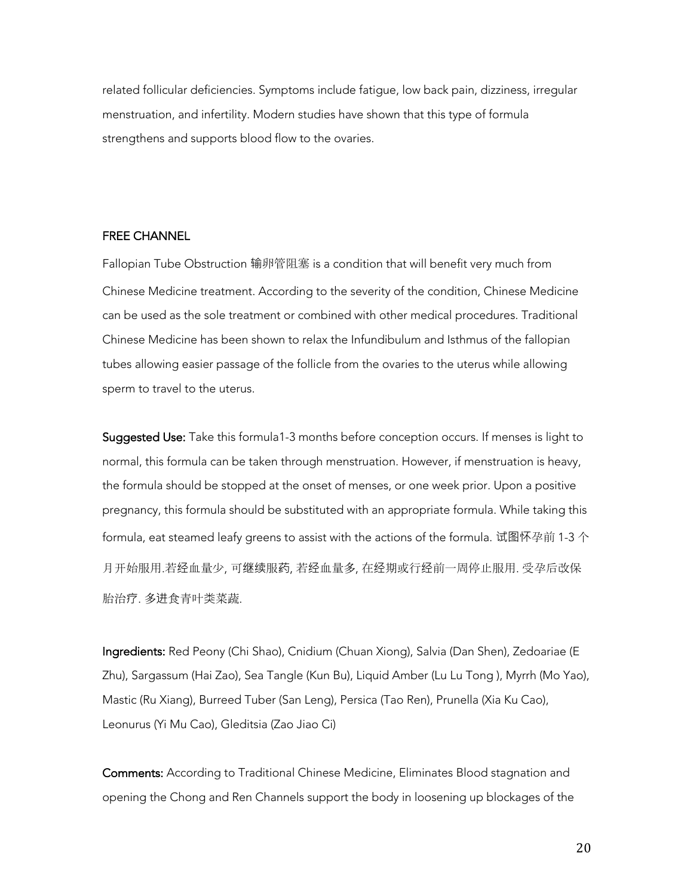related follicular deficiencies. Symptoms include fatigue, low back pain, dizziness, irregular menstruation, and infertility. Modern studies have shown that this type of formula strengthens and supports blood flow to the ovaries.

## FREE CHANNEL

Fallopian Tube Obstruction 输卵管阻塞 is a condition that will benefit very much from Chinese Medicine treatment. According to the severity of the condition, Chinese Medicine can be used as the sole treatment or combined with other medical procedures. Traditional Chinese Medicine has been shown to relax the Infundibulum and Isthmus of the fallopian tubes allowing easier passage of the follicle from the ovaries to the uterus while allowing sperm to travel to the uterus.

**Suggested Use:** Take this formula1-3 months before conception occurs. If menses is light to normal, this formula can be taken through menstruation. However, if menstruation is heavy, the formula should be stopped at the onset of menses, or one week prior. Upon a positive pregnancy, this formula should be substituted with an appropriate formula. While taking this formula, eat steamed leafy greens to assist with the actions of the formula. 试图怀孕前 1-3 个月开始服用.若经血量少, 可继续服药, 若经血量多, 在经期或行经前一周停止服用. 受孕后改保胎治疗. 多进食青叶类菜蔬.

**Ingredients:** Red Peony (Chi Shao), Cnidium (Chuan Xiong), Salvia (Dan Shen), Zedoariae (E Zhu), Sargassum (Hai Zao), Sea Tangle (Kun Bu), Liquid Amber (Lu Lu Tong ), Myrrh (Mo Yao), Mastic (Ru Xiang), Burreed Tuber (San Leng), Persica (Tao Ren), Prunella (Xia Ku Cao), Leonurus (Yi Mu Cao), Gleditsia (Zao Jiao Ci)

**Comments:** According to Traditional Chinese Medicine, Eliminates Blood stagnation and opening the Chong and Ren Channels support the body in loosening up blockages of the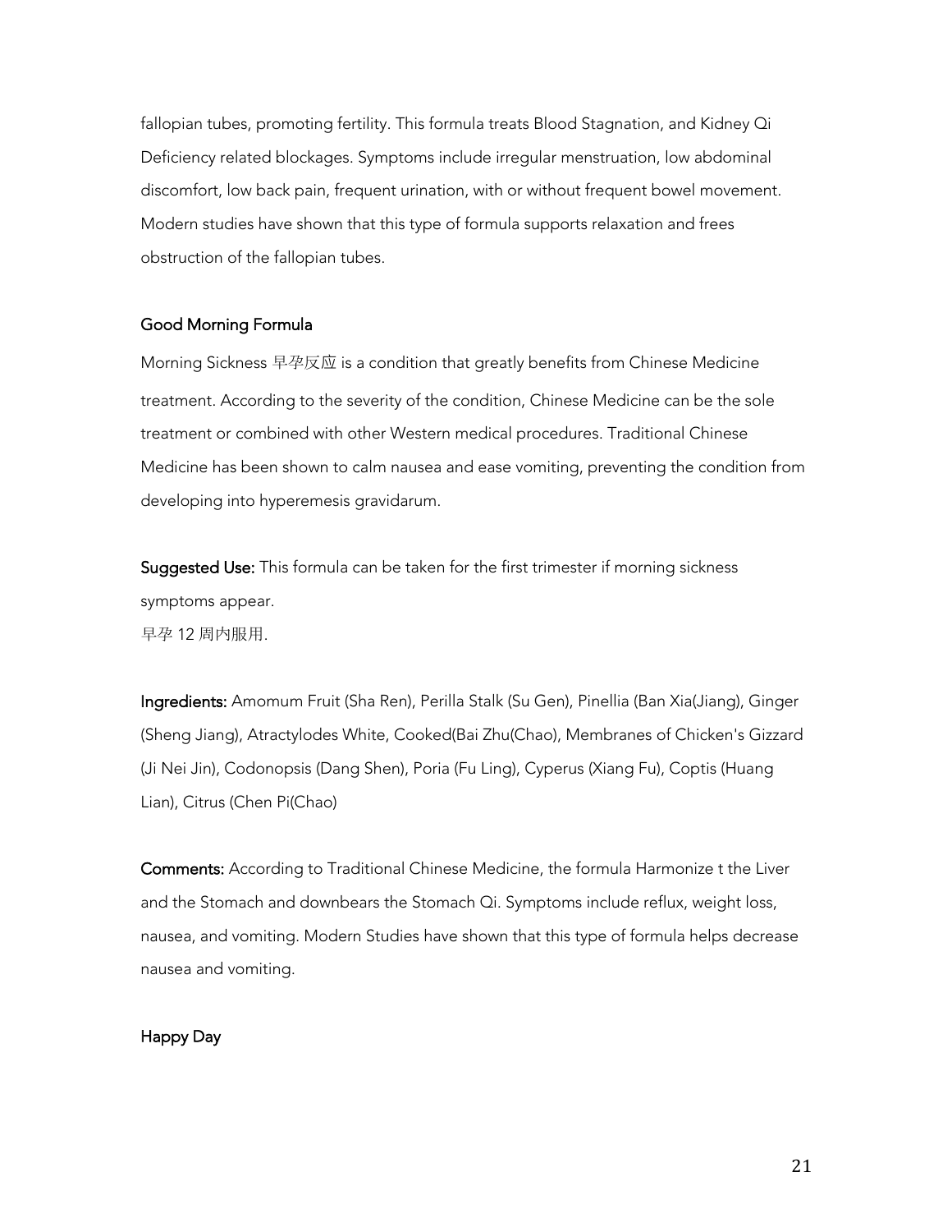fallopian tubes, promoting fertility. This formula treats Blood Stagnation, and Kidney Qi Deficiency related blockages. Symptoms include irregular menstruation, low abdominal discomfort, low back pain, frequent urination, with or without frequent bowel movement. Modern studies have shown that this type of formula supports relaxation and frees obstruction of the fallopian tubes.

### Good Morning Formula

Morning Sickness 早孕反应 is a condition that greatly benefits from Chinese Medicine treatment. According to the severity of the condition, Chinese Medicine can be the sole treatment or combined with other Western medical procedures. Traditional Chinese Medicine has been shown to calm nausea and ease vomiting, preventing the condition from developing into hyperemesis gravidarum.

**Suggested Use:** This formula can be taken for the first trimester if morning sickness symptoms appear.
早孕 12 周内服用.

**Ingredients:** Amomum Fruit (Sha Ren), Perilla Stalk (Su Gen), Pinellia (Ban Xia(Jiang), Ginger (Sheng Jiang), Atractylodes White, Cooked(Bai Zhu(Chao), Membranes of Chicken's Gizzard (Ji Nei Jin), Codonopsis (Dang Shen), Poria (Fu Ling), Cyperus (Xiang Fu), Coptis (Huang Lian), Citrus (Chen Pi(Chao)

**Comments:** According to Traditional Chinese Medicine, the formula Harmonize t the Liver and the Stomach and downbears the Stomach Qi. Symptoms include reflux, weight loss, nausea, and vomiting. Modern Studies have shown that this type of formula helps decrease nausea and vomiting.

### Happy Day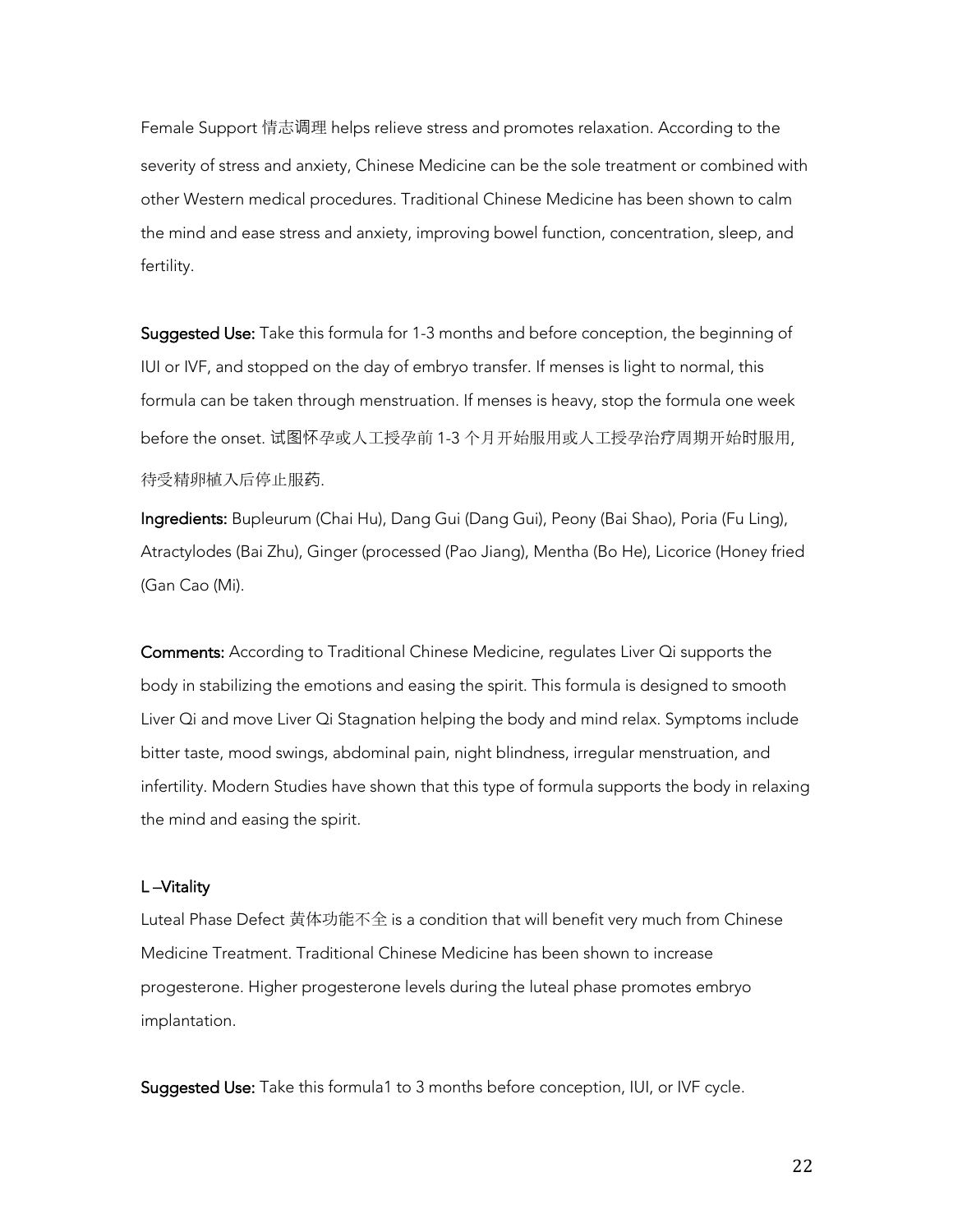Female Support 情志调理 helps relieve stress and promotes relaxation. According to the severity of stress and anxiety, Chinese Medicine can be the sole treatment or combined with other Western medical procedures. Traditional Chinese Medicine has been shown to calm the mind and ease stress and anxiety, improving bowel function, concentration, sleep, and fertility.

**Suggested Use:** Take this formula for 1-3 months and before conception, the beginning of IUI or IVF, and stopped on the day of embryo transfer. If menses is light to normal, this formula can be taken through menstruation. If menses is heavy, stop the formula one week before the onset. 试图怀孕或人工授孕前 1-3 个月开始服用或人工授孕治疗周期开始时服用, 待受精卵植入后停止服药.

**Ingredients:** Bupleurum (Chai Hu), Dang Gui (Dang Gui), Peony (Bai Shao), Poria (Fu Ling), Atractylodes (Bai Zhu), Ginger (processed (Pao Jiang), Mentha (Bo He), Licorice (Honey fried (Gan Cao (Mi).

**Comments:** According to Traditional Chinese Medicine, regulates Liver Qi supports the body in stabilizing the emotions and easing the spirit. This formula is designed to smooth Liver Qi and move Liver Qi Stagnation helping the body and mind relax. Symptoms include bitter taste, mood swings, abdominal pain, night blindness, irregular menstruation, and infertility. Modern Studies have shown that this type of formula supports the body in relaxing the mind and easing the spirit.

### L –Vitality

Luteal Phase Defect 黄体功能不全 is a condition that will benefit very much from Chinese Medicine Treatment. Traditional Chinese Medicine has been shown to increase progesterone. Higher progesterone levels during the luteal phase promotes embryo implantation.

**Suggested Use:** Take this formula1 to 3 months before conception, IUI, or IVF cycle.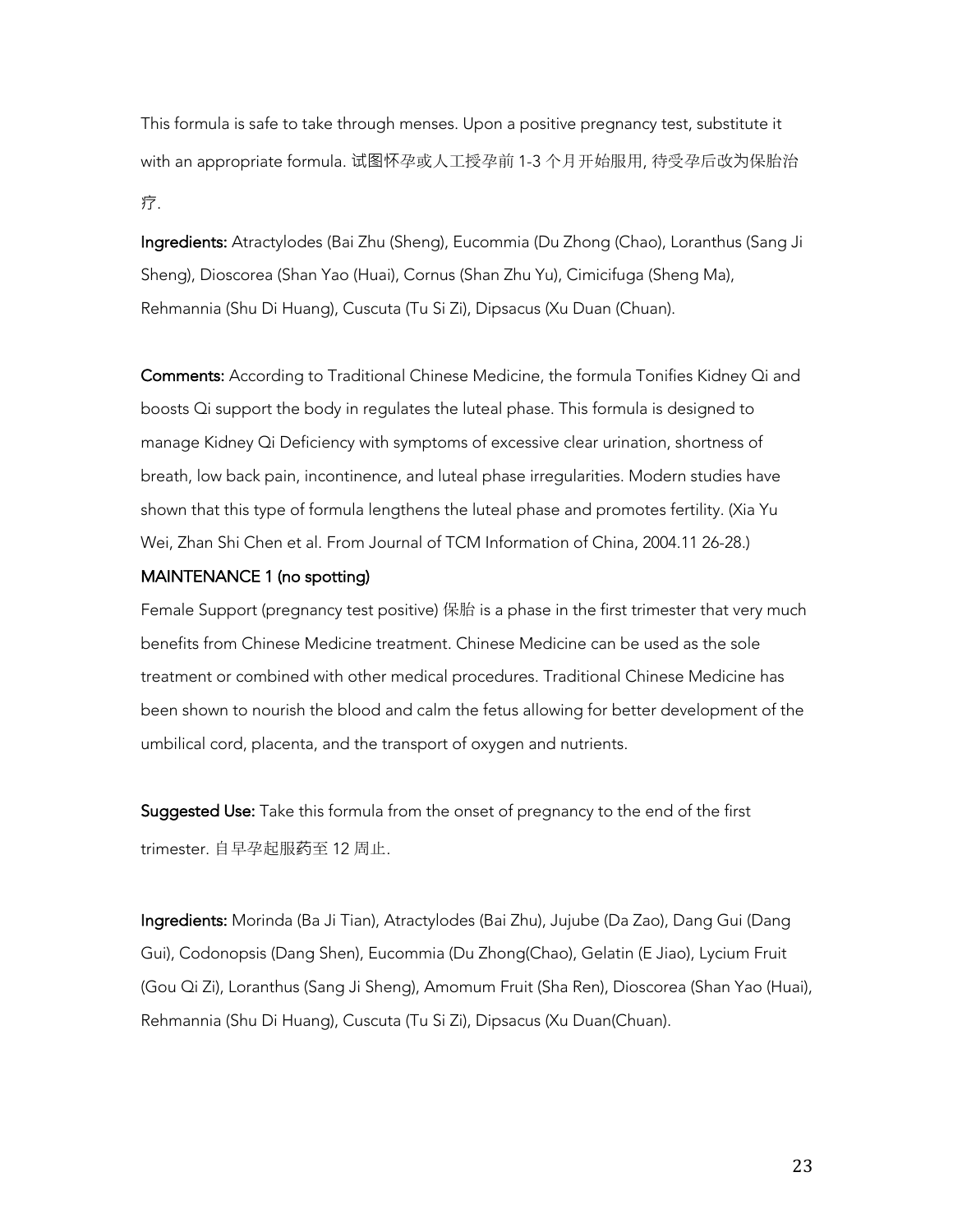This formula is safe to take through menses. Upon a positive pregnancy test, substitute it with an appropriate formula. 试图怀孕或人工授孕前 1-3 个月开始服用, 待受孕后改为保胎治疗.

**Ingredients:** Atractylodes (Bai Zhu (Sheng), Eucommia (Du Zhong (Chao), Loranthus (Sang Ji Sheng), Dioscorea (Shan Yao (Huai), Cornus (Shan Zhu Yu), Cimicifuga (Sheng Ma), Rehmannia (Shu Di Huang), Cuscuta (Tu Si Zi), Dipsacus (Xu Duan (Chuan).

**Comments:** According to Traditional Chinese Medicine, the formula Tonifies Kidney Qi and boosts Qi support the body in regulates the luteal phase. This formula is designed to manage Kidney Qi Deficiency with symptoms of excessive clear urination, shortness of breath, low back pain, incontinence, and luteal phase irregularities. Modern studies have shown that this type of formula lengthens the luteal phase and promotes fertility. (Xia Yu Wei, Zhan Shi Chen et al. From Journal of TCM Information of China, 2004.11 26-28.)

## MAINTENANCE 1 (no spotting)

Female Support (pregnancy test positive) 保胎 is a phase in the first trimester that very much benefits from Chinese Medicine treatment. Chinese Medicine can be used as the sole treatment or combined with other medical procedures. Traditional Chinese Medicine has been shown to nourish the blood and calm the fetus allowing for better development of the umbilical cord, placenta, and the transport of oxygen and nutrients.

**Suggested Use:** Take this formula from the onset of pregnancy to the end of the first trimester. 自早孕起服药至 12 周止.

**Ingredients:** Morinda (Ba Ji Tian), Atractylodes (Bai Zhu), Jujube (Da Zao), Dang Gui (Dang Gui), Codonopsis (Dang Shen), Eucommia (Du Zhong(Chao), Gelatin (E Jiao), Lycium Fruit (Gou Qi Zi), Loranthus (Sang Ji Sheng), Amomum Fruit (Sha Ren), Dioscorea (Shan Yao (Huai), Rehmannia (Shu Di Huang), Cuscuta (Tu Si Zi), Dipsacus (Xu Duan(Chuan).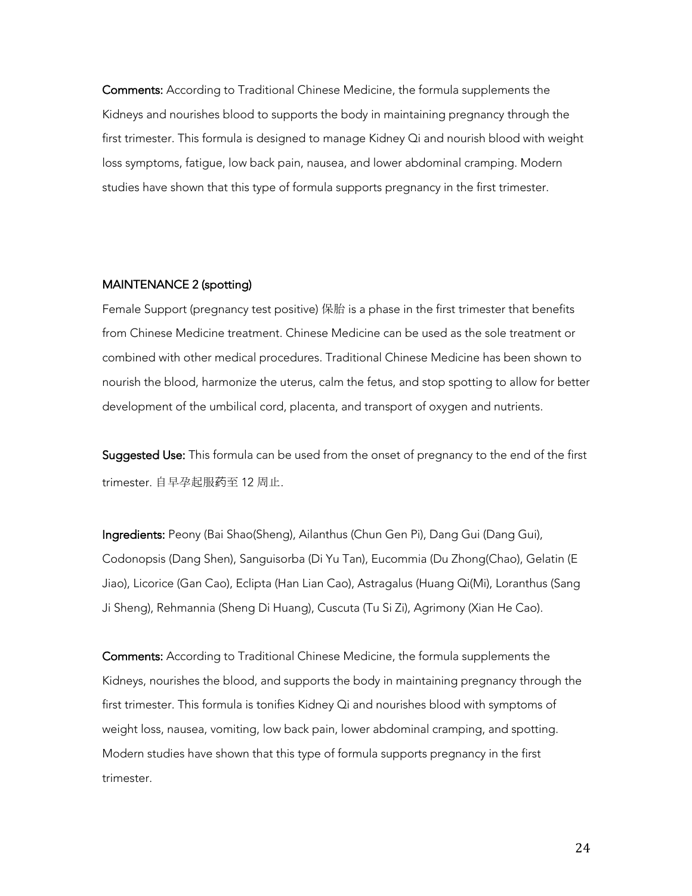**Comments:** According to Traditional Chinese Medicine, the formula supplements the Kidneys and nourishes blood to supports the body in maintaining pregnancy through the first trimester. This formula is designed to manage Kidney Qi and nourish blood with weight loss symptoms, fatigue, low back pain, nausea, and lower abdominal cramping. Modern studies have shown that this type of formula supports pregnancy in the first trimester.

## MAINTENANCE 2 (spotting)

Female Support (pregnancy test positive) 保胎 is a phase in the first trimester that benefits from Chinese Medicine treatment. Chinese Medicine can be used as the sole treatment or combined with other medical procedures. Traditional Chinese Medicine has been shown to nourish the blood, harmonize the uterus, calm the fetus, and stop spotting to allow for better development of the umbilical cord, placenta, and transport of oxygen and nutrients.

**Suggested Use:** This formula can be used from the onset of pregnancy to the end of the first trimester. 自早孕起服药至 12 周止.

**Ingredients:** Peony (Bai Shao(Sheng), Ailanthus (Chun Gen Pi), Dang Gui (Dang Gui), Codonopsis (Dang Shen), Sanguisorba (Di Yu Tan), Eucommia (Du Zhong(Chao), Gelatin (E Jiao), Licorice (Gan Cao), Eclipta (Han Lian Cao), Astragalus (Huang Qi(Mi), Loranthus (Sang Ji Sheng), Rehmannia (Sheng Di Huang), Cuscuta (Tu Si Zi), Agrimony (Xian He Cao).

**Comments:** According to Traditional Chinese Medicine, the formula supplements the Kidneys, nourishes the blood, and supports the body in maintaining pregnancy through the first trimester. This formula is tonifies Kidney Qi and nourishes blood with symptoms of weight loss, nausea, vomiting, low back pain, lower abdominal cramping, and spotting. Modern studies have shown that this type of formula supports pregnancy in the first trimester.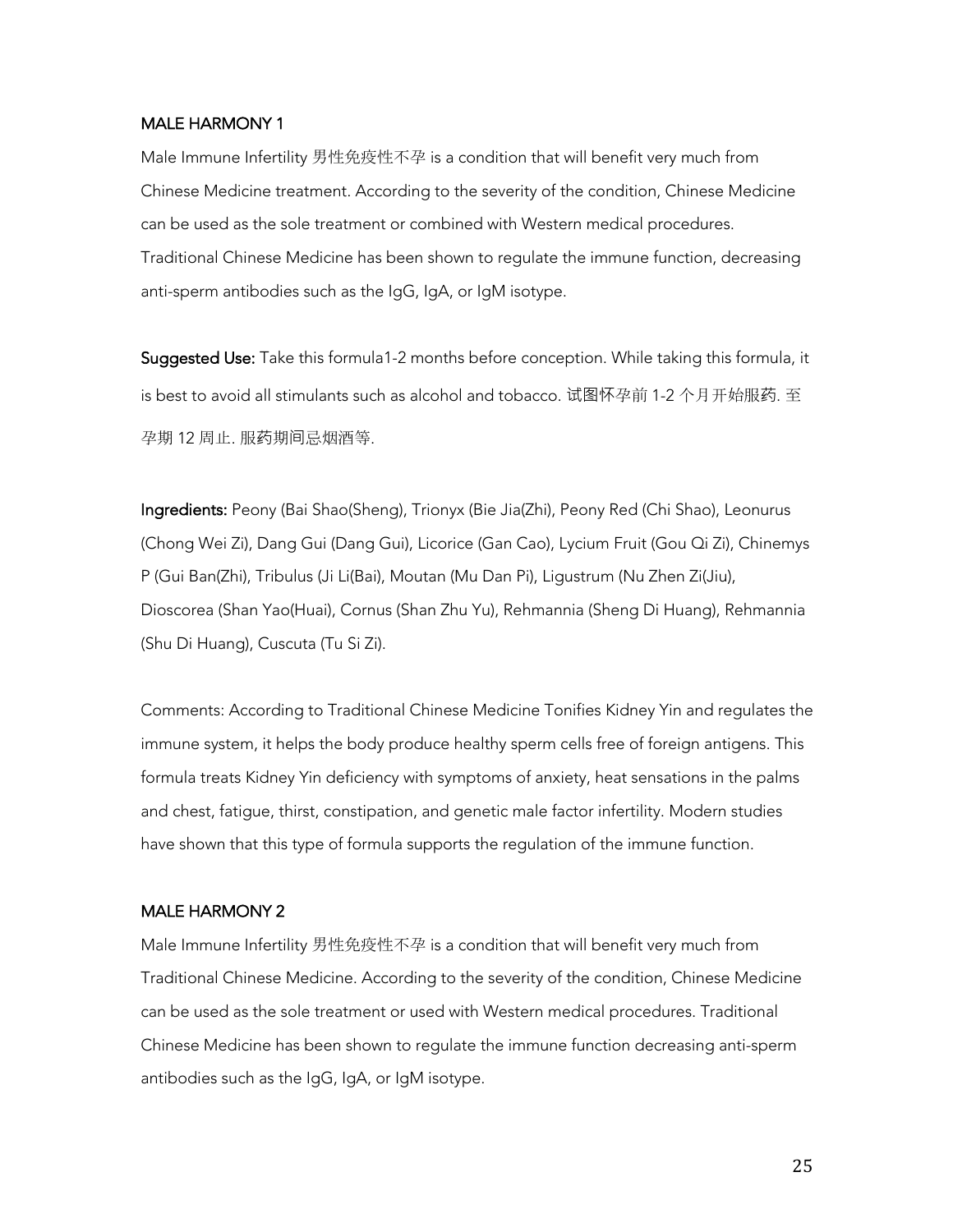### MALE HARMONY 1

Male Immune Infertility 男性免疫性不孕 is a condition that will benefit very much from Chinese Medicine treatment. According to the severity of the condition, Chinese Medicine can be used as the sole treatment or combined with Western medical procedures. Traditional Chinese Medicine has been shown to regulate the immune function, decreasing anti-sperm antibodies such as the IgG, IgA, or IgM isotype.

**Suggested Use:** Take this formula1-2 months before conception. While taking this formula, it is best to avoid all stimulants such as alcohol and tobacco. 试图怀孕前 1-2 个月开始服药. 至孕期 12 周止. 服药期间忌烟酒等.

**Ingredients:** Peony (Bai Shao(Sheng), Trionyx (Bie Jia(Zhi), Peony Red (Chi Shao), Leonurus (Chong Wei Zi), Dang Gui (Dang Gui), Licorice (Gan Cao), Lycium Fruit (Gou Qi Zi), Chinemys P (Gui Ban(Zhi), Tribulus (Ji Li(Bai), Moutan (Mu Dan Pi), Ligustrum (Nu Zhen Zi(Jiu), Dioscorea (Shan Yao(Huai), Cornus (Shan Zhu Yu), Rehmannia (Sheng Di Huang), Rehmannia (Shu Di Huang), Cuscuta (Tu Si Zi).

Comments: According to Traditional Chinese Medicine Tonifies Kidney Yin and regulates the immune system, it helps the body produce healthy sperm cells free of foreign antigens. This formula treats Kidney Yin deficiency with symptoms of anxiety, heat sensations in the palms and chest, fatigue, thirst, constipation, and genetic male factor infertility. Modern studies have shown that this type of formula supports the regulation of the immune function.

### MALE HARMONY 2

Male Immune Infertility 男性免疫性不孕 is a condition that will benefit very much from Traditional Chinese Medicine. According to the severity of the condition, Chinese Medicine can be used as the sole treatment or used with Western medical procedures. Traditional Chinese Medicine has been shown to regulate the immune function decreasing anti-sperm antibodies such as the IgG, IgA, or IgM isotype.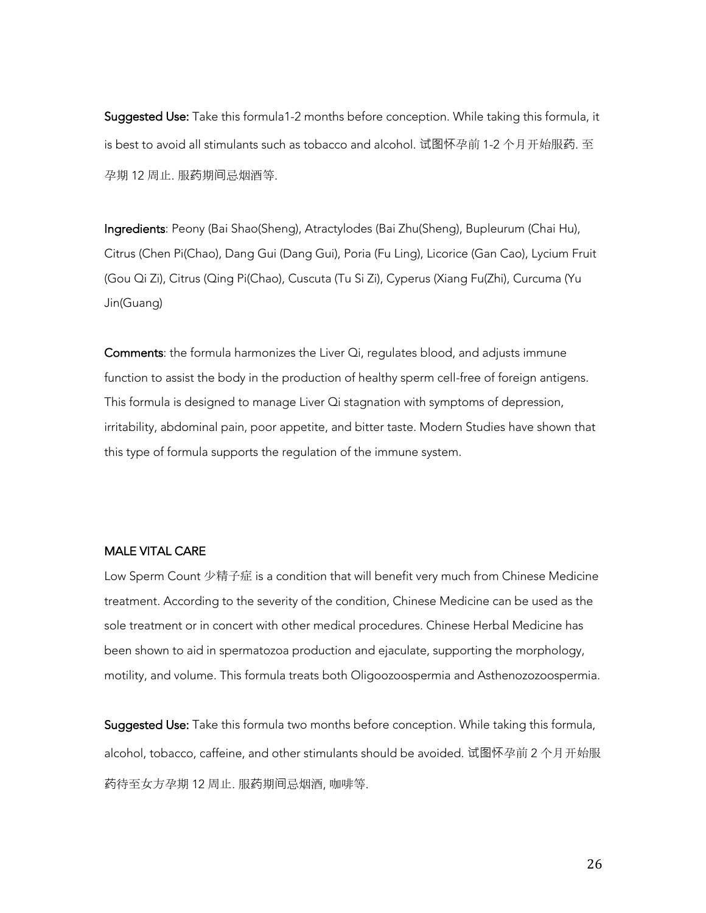**Suggested Use:** Take this formula1-2 months before conception. While taking this formula, it is best to avoid all stimulants such as tobacco and alcohol. 试图怀孕前 1-2 个月开始服药. 至孕期 12 周止. 服药期间忌烟酒等.

**Ingredients**: Peony (Bai Shao(Sheng), Atractylodes (Bai Zhu(Sheng), Bupleurum (Chai Hu), Citrus (Chen Pi(Chao), Dang Gui (Dang Gui), Poria (Fu Ling), Licorice (Gan Cao), Lycium Fruit (Gou Qi Zi), Citrus (Qing Pi(Chao), Cuscuta (Tu Si Zi), Cyperus (Xiang Fu(Zhi), Curcuma (Yu Jin(Guang)

**Comments**: the formula harmonizes the Liver Qi, regulates blood, and adjusts immune function to assist the body in the production of healthy sperm cell-free of foreign antigens. This formula is designed to manage Liver Qi stagnation with symptoms of depression, irritability, abdominal pain, poor appetite, and bitter taste. Modern Studies have shown that this type of formula supports the regulation of the immune system.

## MALE VITAL CARE

Low Sperm Count 少精子症 is a condition that will benefit very much from Chinese Medicine treatment. According to the severity of the condition, Chinese Medicine can be used as the sole treatment or in concert with other medical procedures. Chinese Herbal Medicine has been shown to aid in spermatozoa production and ejaculate, supporting the morphology, motility, and volume. This formula treats both Oligoozoospermia and Asthenozozoospermia.

**Suggested Use:** Take this formula two months before conception. While taking this formula, alcohol, tobacco, caffeine, and other stimulants should be avoided. 试图怀孕前 2 个月开始服药待至女方孕期 12 周止. 服药期间忌烟酒, 咖啡等.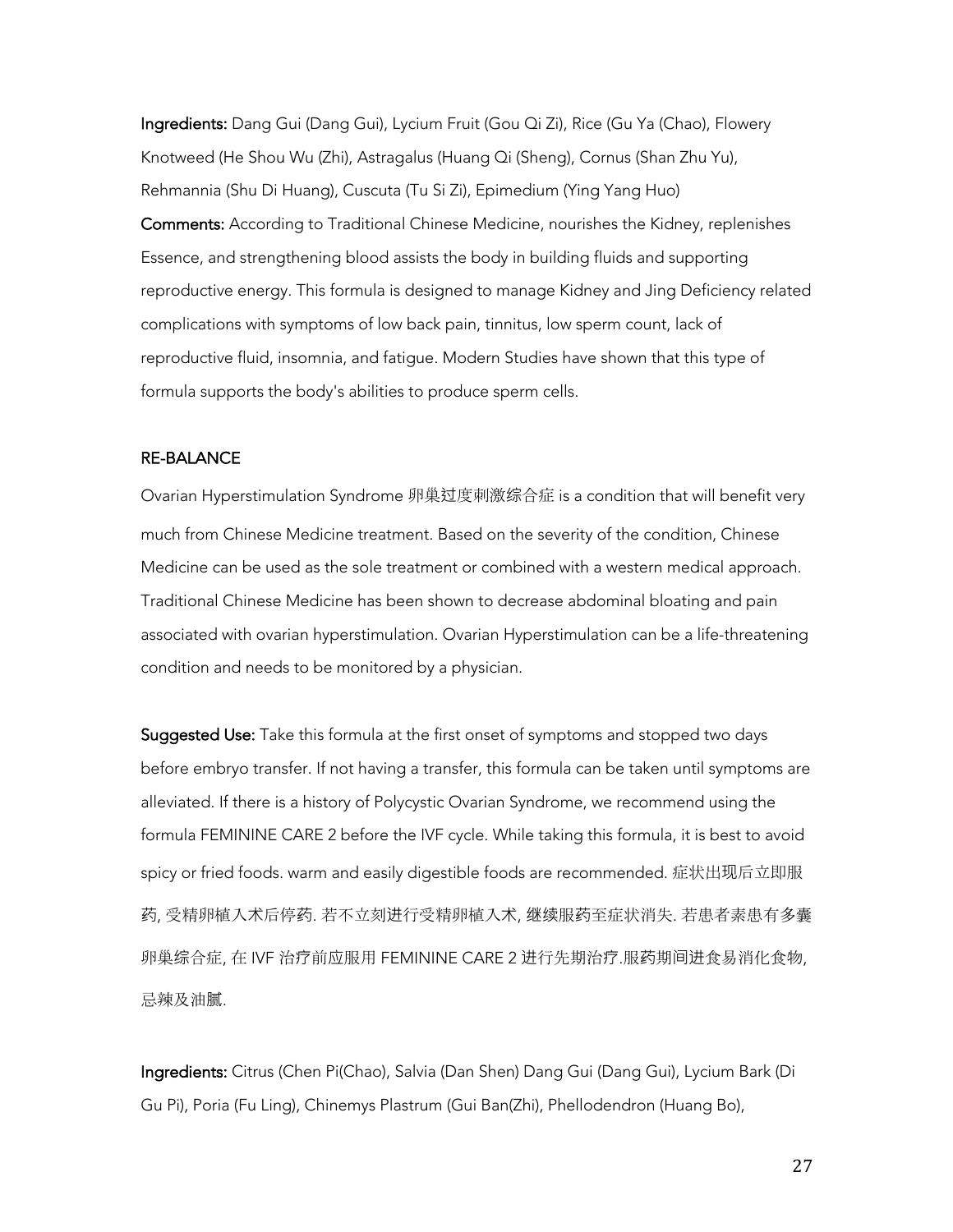**Ingredients:** Dang Gui (Dang Gui), Lycium Fruit (Gou Qi Zi), Rice (Gu Ya (Chao), Flowery Knotweed (He Shou Wu (Zhi), Astragalus (Huang Qi (Sheng), Cornus (Shan Zhu Yu), Rehmannia (Shu Di Huang), Cuscuta (Tu Si Zi), Epimedium (Ying Yang Huo)

**Comments:** According to Traditional Chinese Medicine, nourishes the Kidney, replenishes Essence, and strengthening blood assists the body in building fluids and supporting reproductive energy. This formula is designed to manage Kidney and Jing Deficiency related complications with symptoms of low back pain, tinnitus, low sperm count, lack of reproductive fluid, insomnia, and fatigue. Modern Studies have shown that this type of formula supports the body's abilities to produce sperm cells.

## RE-BALANCE

Ovarian Hyperstimulation Syndrome 卵巢过度刺激综合症 is a condition that will benefit very much from Chinese Medicine treatment. Based on the severity of the condition, Chinese Medicine can be used as the sole treatment or combined with a western medical approach. Traditional Chinese Medicine has been shown to decrease abdominal bloating and pain associated with ovarian hyperstimulation. Ovarian Hyperstimulation can be a life-threatening condition and needs to be monitored by a physician.

**Suggested Use:** Take this formula at the first onset of symptoms and stopped two days before embryo transfer. If not having a transfer, this formula can be taken until symptoms are alleviated. If there is a history of Polycystic Ovarian Syndrome, we recommend using the formula FEMININE CARE 2 before the IVF cycle. While taking this formula, it is best to avoid spicy or fried foods. warm and easily digestible foods are recommended. 症状出现后立即服药, 受精卵植入术后停药. 若不立刻进行受精卵植入术, 继续服药至症状消失. 若患者素患有多囊卵巢综合症, 在 IVF 治疗前应服用 FEMININE CARE 2 进行先期治疗.服药期间进食易消化食物, 忌辣及油腻.

**Ingredients:** Citrus (Chen Pi(Chao), Salvia (Dan Shen) Dang Gui (Dang Gui), Lycium Bark (Di Gu Pi), Poria (Fu Ling), Chinemys Plastrum (Gui Ban(Zhi), Phellodendron (Huang Bo),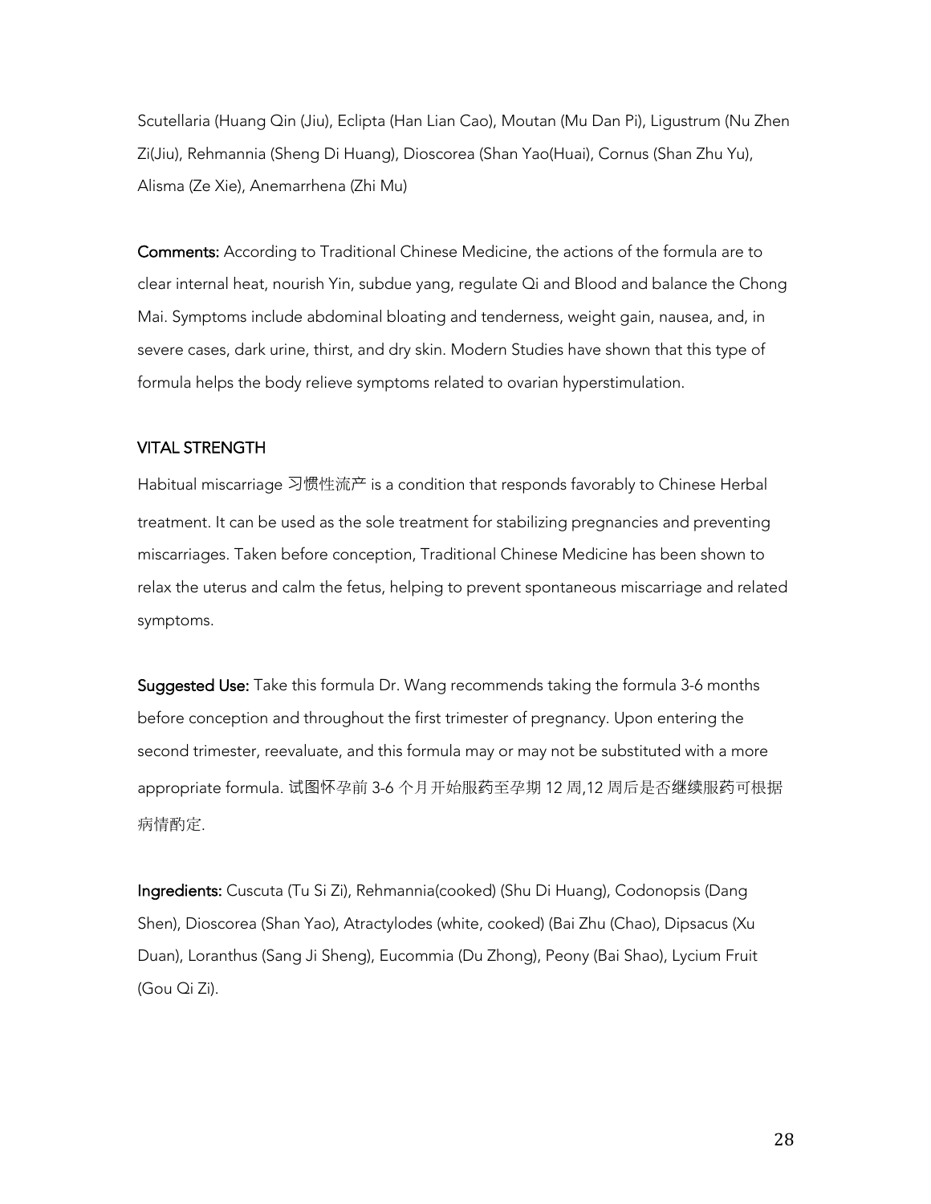Scutellaria (Huang Qin (Jiu), Eclipta (Han Lian Cao), Moutan (Mu Dan Pi), Ligustrum (Nu Zhen Zi(Jiu), Rehmannia (Sheng Di Huang), Dioscorea (Shan Yao(Huai), Cornus (Shan Zhu Yu), Alisma (Ze Xie), Anemarrhena (Zhi Mu)

**Comments:** According to Traditional Chinese Medicine, the actions of the formula are to clear internal heat, nourish Yin, subdue yang, regulate Qi and Blood and balance the Chong Mai. Symptoms include abdominal bloating and tenderness, weight gain, nausea, and, in severe cases, dark urine, thirst, and dry skin. Modern Studies have shown that this type of formula helps the body relieve symptoms related to ovarian hyperstimulation.

## VITAL STRENGTH

Habitual miscarriage 习惯性流产 is a condition that responds favorably to Chinese Herbal treatment. It can be used as the sole treatment for stabilizing pregnancies and preventing miscarriages. Taken before conception, Traditional Chinese Medicine has been shown to relax the uterus and calm the fetus, helping to prevent spontaneous miscarriage and related symptoms.

**Suggested Use:** Take this formula Dr. Wang recommends taking the formula 3-6 months before conception and throughout the first trimester of pregnancy. Upon entering the second trimester, reevaluate, and this formula may or may not be substituted with a more appropriate formula. 试图怀孕前 3-6 个月开始服药至孕期 12 周,12 周后是否继续服药可根据病情酌定.

**Ingredients:** Cuscuta (Tu Si Zi), Rehmannia(cooked) (Shu Di Huang), Codonopsis (Dang Shen), Dioscorea (Shan Yao), Atractylodes (white, cooked) (Bai Zhu (Chao), Dipsacus (Xu Duan), Loranthus (Sang Ji Sheng), Eucommia (Du Zhong), Peony (Bai Shao), Lycium Fruit (Gou Qi Zi).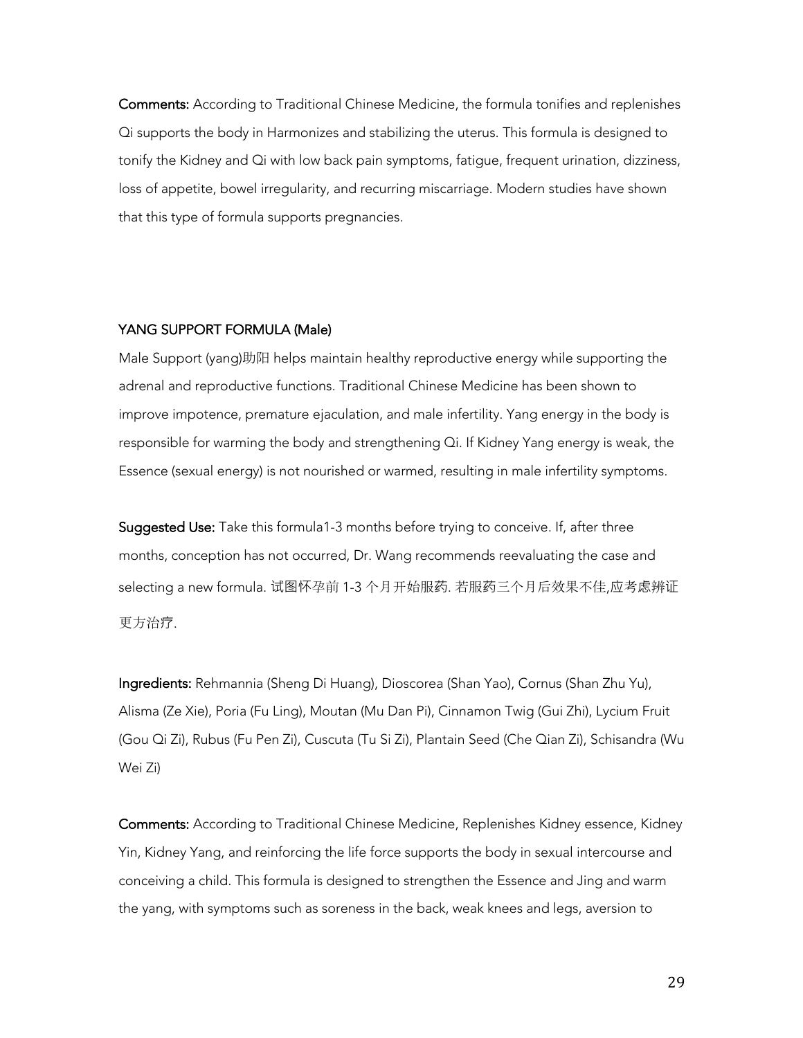**Comments:** According to Traditional Chinese Medicine, the formula tonifies and replenishes Qi supports the body in Harmonizes and stabilizing the uterus. This formula is designed to tonify the Kidney and Qi with low back pain symptoms, fatigue, frequent urination, dizziness, loss of appetite, bowel irregularity, and recurring miscarriage. Modern studies have shown that this type of formula supports pregnancies.

## YANG SUPPORT FORMULA (Male)

Male Support (yang)助阳 helps maintain healthy reproductive energy while supporting the adrenal and reproductive functions. Traditional Chinese Medicine has been shown to improve impotence, premature ejaculation, and male infertility. Yang energy in the body is responsible for warming the body and strengthening Qi. If Kidney Yang energy is weak, the Essence (sexual energy) is not nourished or warmed, resulting in male infertility symptoms.

**Suggested Use:** Take this formula1-3 months before trying to conceive. If, after three months, conception has not occurred, Dr. Wang recommends reevaluating the case and selecting a new formula. 试图怀孕前 1-3 个月开始服药. 若服药三个月后效果不佳,应考虑辨证更方治疗.

**Ingredients:** Rehmannia (Sheng Di Huang), Dioscorea (Shan Yao), Cornus (Shan Zhu Yu), Alisma (Ze Xie), Poria (Fu Ling), Moutan (Mu Dan Pi), Cinnamon Twig (Gui Zhi), Lycium Fruit (Gou Qi Zi), Rubus (Fu Pen Zi), Cuscuta (Tu Si Zi), Plantain Seed (Che Qian Zi), Schisandra (Wu Wei Zi)

**Comments:** According to Traditional Chinese Medicine, Replenishes Kidney essence, Kidney Yin, Kidney Yang, and reinforcing the life force supports the body in sexual intercourse and conceiving a child. This formula is designed to strengthen the Essence and Jing and warm the yang, with symptoms such as soreness in the back, weak knees and legs, aversion to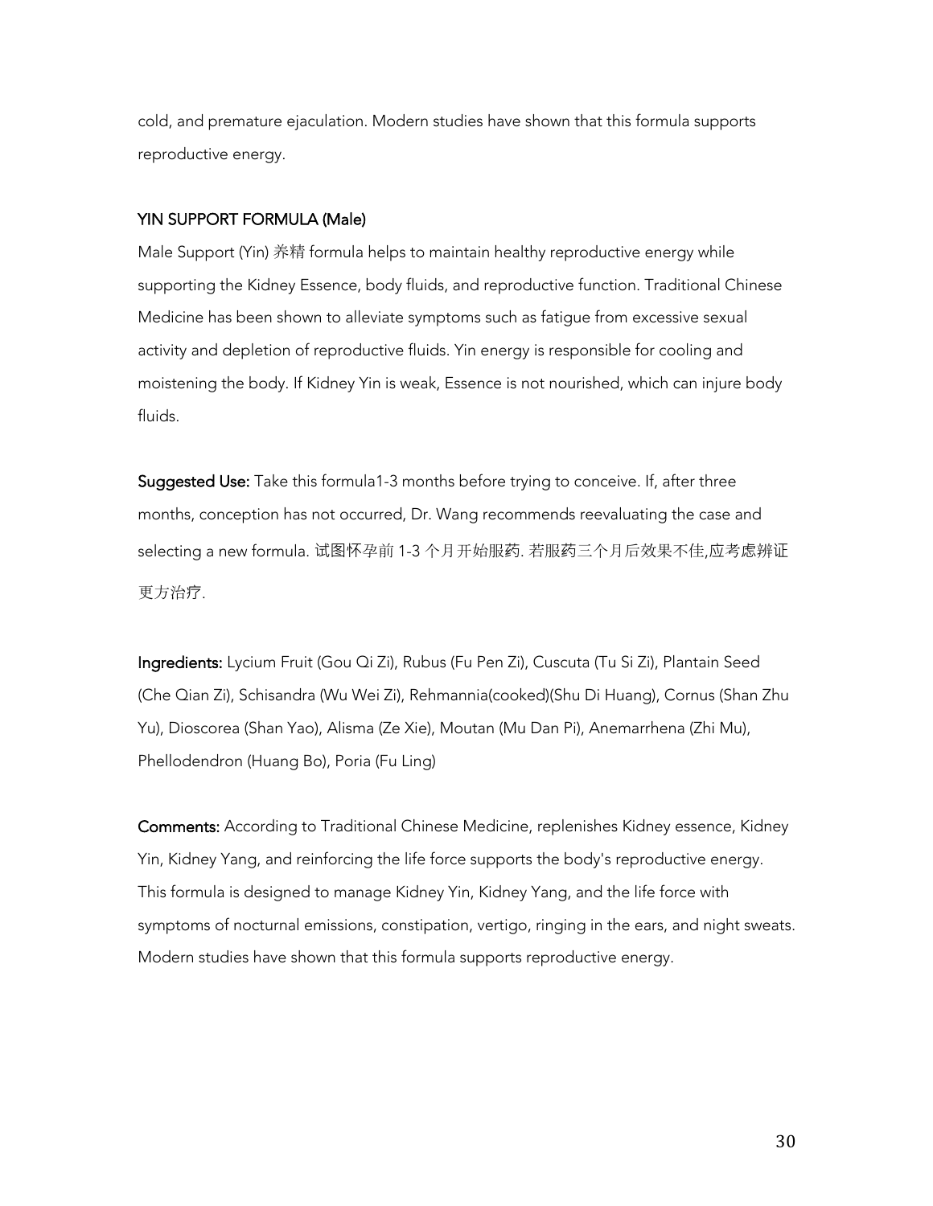cold, and premature ejaculation. Modern studies have shown that this formula supports reproductive energy.

### YIN SUPPORT FORMULA (Male)

Male Support (Yin) 养精 formula helps to maintain healthy reproductive energy while supporting the Kidney Essence, body fluids, and reproductive function. Traditional Chinese Medicine has been shown to alleviate symptoms such as fatigue from excessive sexual activity and depletion of reproductive fluids. Yin energy is responsible for cooling and moistening the body. If Kidney Yin is weak, Essence is not nourished, which can injure body fluids.

**Suggested Use:** Take this formula1-3 months before trying to conceive. If, after three months, conception has not occurred, Dr. Wang recommends reevaluating the case and selecting a new formula. 试图怀孕前 1-3 个月开始服药. 若服药三个月后效果不佳,应考虑辨证更方治疗.

**Ingredients:** Lycium Fruit (Gou Qi Zi), Rubus (Fu Pen Zi), Cuscuta (Tu Si Zi), Plantain Seed (Che Qian Zi), Schisandra (Wu Wei Zi), Rehmannia(cooked)(Shu Di Huang), Cornus (Shan Zhu Yu), Dioscorea (Shan Yao), Alisma (Ze Xie), Moutan (Mu Dan Pi), Anemarrhena (Zhi Mu), Phellodendron (Huang Bo), Poria (Fu Ling)

**Comments:** According to Traditional Chinese Medicine, replenishes Kidney essence, Kidney Yin, Kidney Yang, and reinforcing the life force supports the body's reproductive energy. This formula is designed to manage Kidney Yin, Kidney Yang, and the life force with symptoms of nocturnal emissions, constipation, vertigo, ringing in the ears, and night sweats. Modern studies have shown that this formula supports reproductive energy.